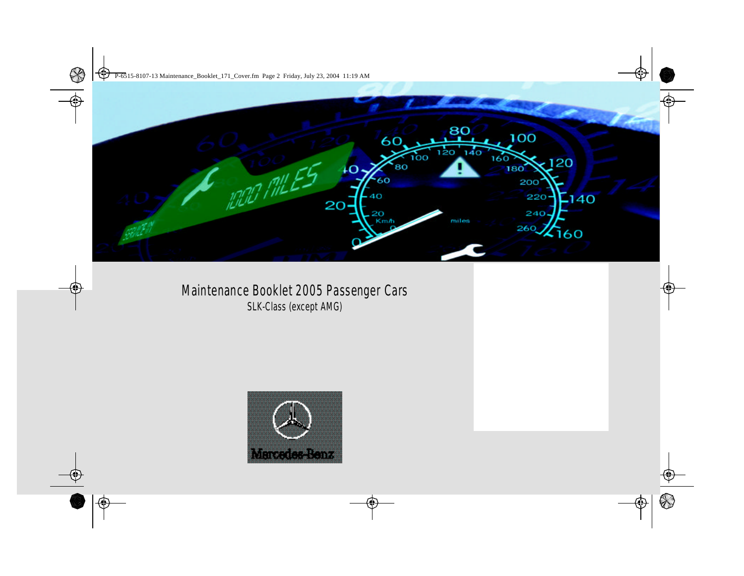# Maintenance Booklet 2005 Passenger Cars

SLK-Class (except AMG)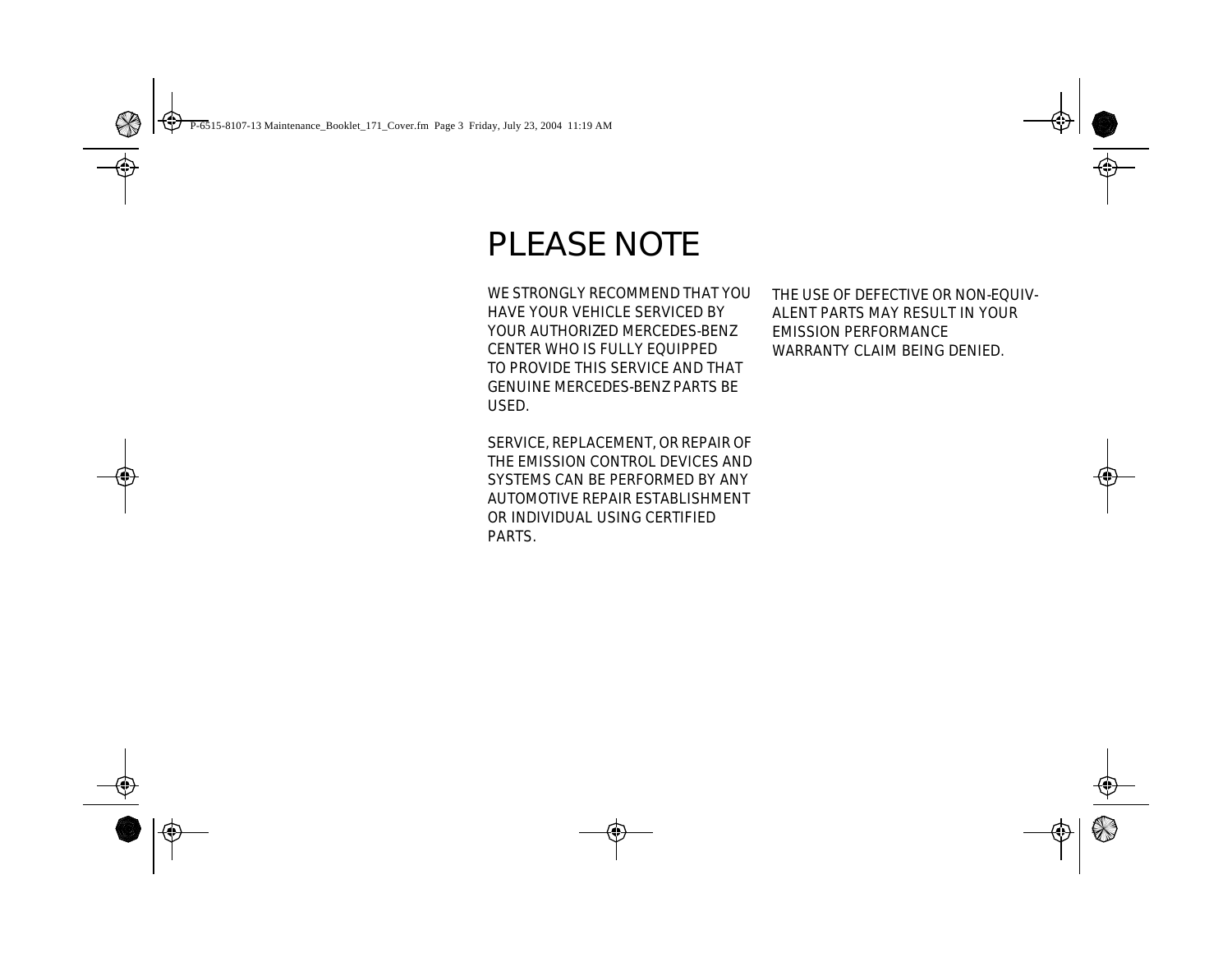# PLEASE NOTE

WE STRONGLY RECOMMEND THAT YOU HAVE YOUR VEHICLE SERVICED BY YOUR AUTHORIZED MERCEDES-BENZ CENTER WHO IS FULLY EQUIPPED TO PROVIDE THIS SERVICE AND THAT GENUINE MERCEDES-BENZ PARTS BE USED.

SERVICE, REPLACEMENT, OR REPAIR OF THE EMISSION CONTROL DEVICES AND SYSTEMS CAN BE PERFORMED BY ANY AUTOMOTIVE REPAIR ESTABLISHMENT OR INDIVIDUAL USING CERTIFIED PARTS.

THE USE OF DEFECTIVE OR NON-EQUIVALENT PARTS MAY RESULT IN YOUR EMISSION PERFORMANCE WARRANTY CLAIM BEING DENIED.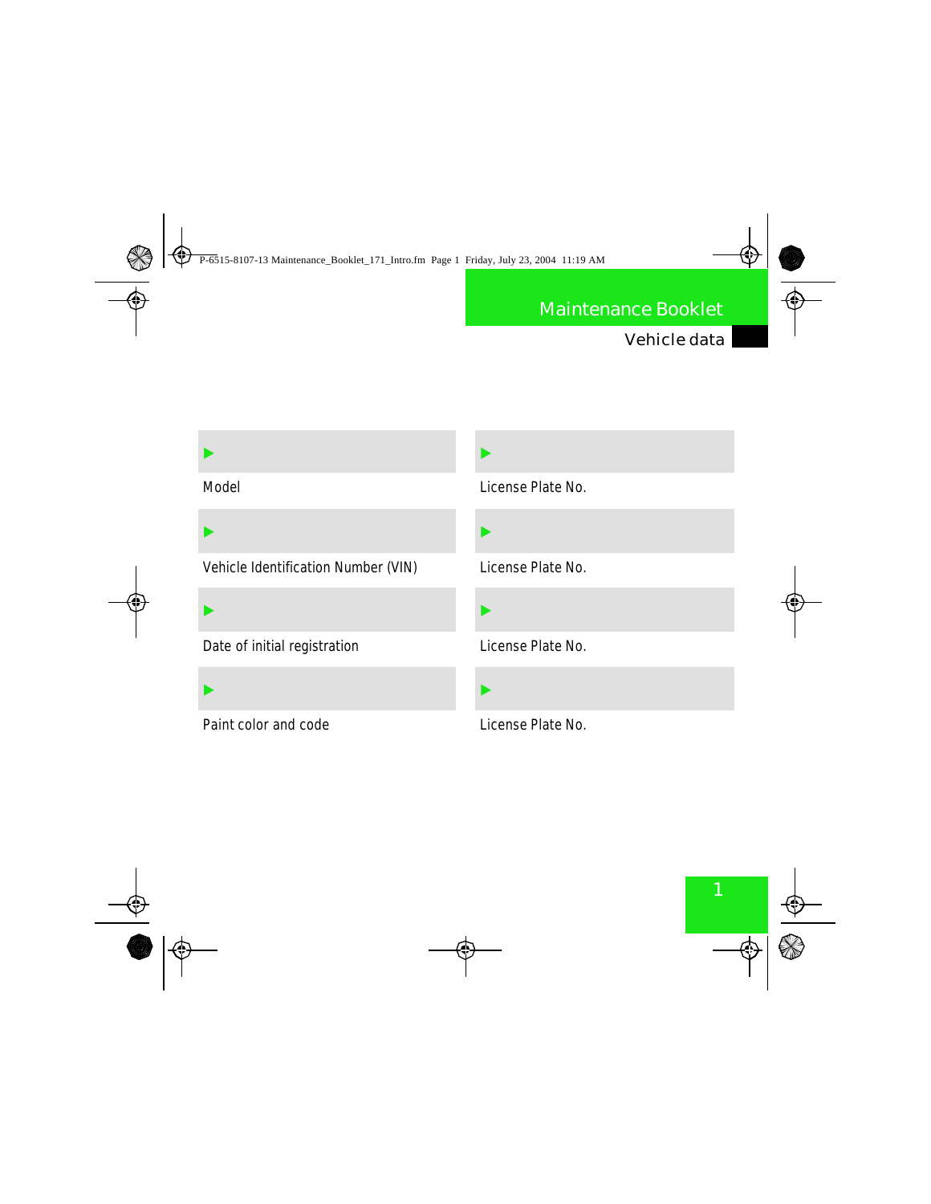# Maintenance Booklet

## Vehicle data

| | |
|---|---|
| ▶ | ▶ |
| Model | License Plate No. |
| ▶ | ▶ |
| Vehicle Identification Number (VIN) | License Plate No. |
| ▶ | ▶ |
| Date of initial registration | License Plate No. |
| ▶ | ▶ |
| Paint color and code | License Plate No. |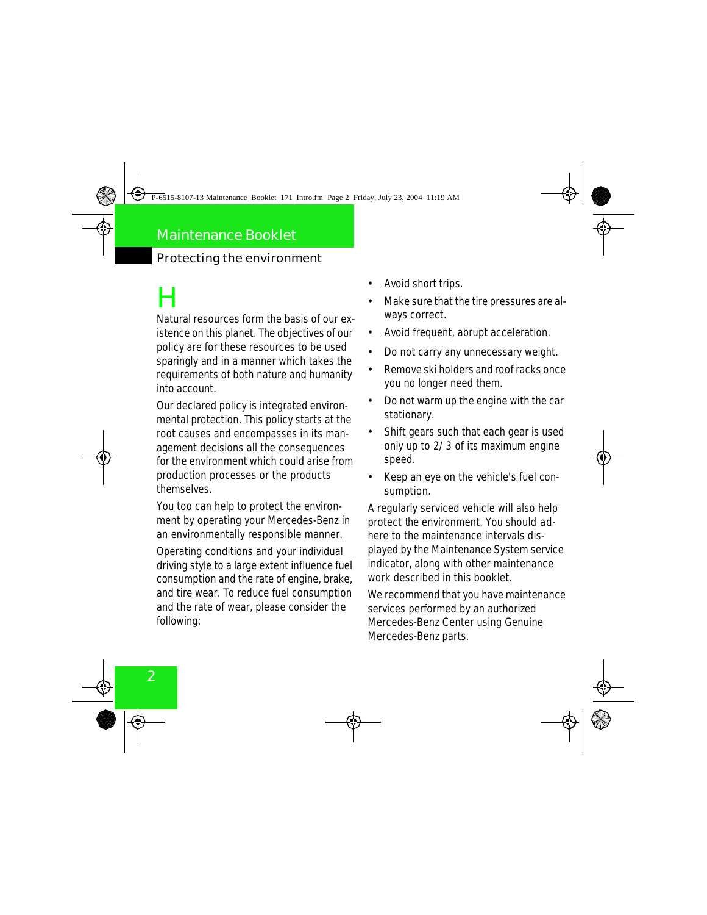# Maintenance Booklet

## Protecting the environment

H

Natural resources form the basis of our existence on this planet. The objectives of our policy are for these resources to be used sparingly and in a manner which takes the requirements of both nature and humanity into account.

Our declared policy is integrated environmental protection. This policy starts at the root causes and encompasses in its management decisions all the consequences for the environment which could arise from production processes or the products themselves.

You too can help to protect the environment by operating your Mercedes-Benz in an environmentally responsible manner.

Operating conditions and your individual driving style to a large extent influence fuel consumption and the rate of engine, brake, and tire wear. To reduce fuel consumption and the rate of wear, please consider the following:

- Avoid short trips.
- Make sure that the tire pressures are always correct.
- Avoid frequent, abrupt acceleration.
- Do not carry any unnecessary weight.
- Remove ski holders and roof racks once you no longer need them.
- Do not warm up the engine with the car stationary.
- Shift gears such that each gear is used only up to 2/3 of its maximum engine speed.
- Keep an eye on the vehicle's fuel consumption.

A regularly serviced vehicle will also help protect the environment. You should adhere to the maintenance intervals displayed by the Maintenance System service indicator, along with other maintenance work described in this booklet.

We recommend that you have maintenance services performed by an authorized Mercedes-Benz Center using Genuine Mercedes-Benz parts.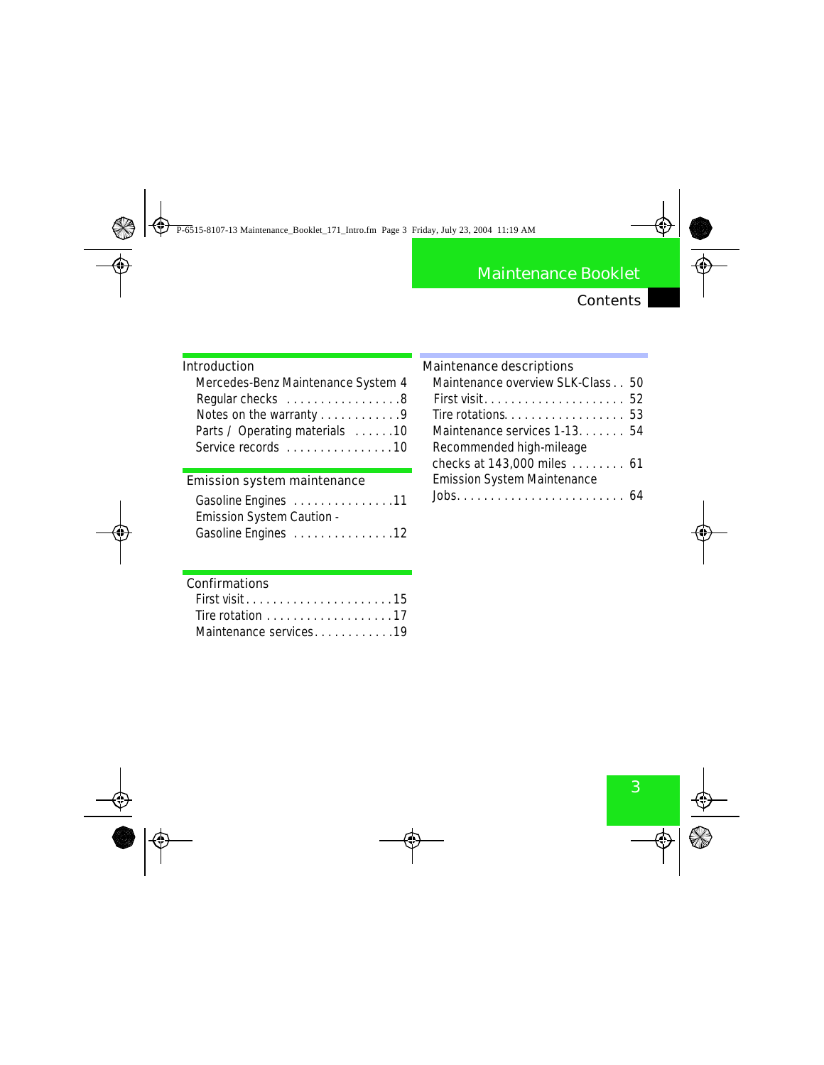# Maintenance Booklet

## Contents

### Introduction

- Mercedes-Benz Maintenance System 4
- Regular checks . . . . . . . . . . . . . . . . . 8
- Notes on the warranty . . . . . . . . . . . . 9
- Parts / Operating materials . . . . . . 10
- Service records . . . . . . . . . . . . . . . . 10

### Emission system maintenance

- Gasoline Engines . . . . . . . . . . . . . . . 11
- Emission System Caution - Gasoline Engines . . . . . . . . . . . . . . . 12

### Confirmations

- First visit . . . . . . . . . . . . . . . . . . . . . . 15
- Tire rotation . . . . . . . . . . . . . . . . . . . 17
- Maintenance services. . . . . . . . . . . . 19

### Maintenance descriptions

- Maintenance overview SLK-Class . . 50
- First visit. . . . . . . . . . . . . . . . . . . . . 52
- Tire rotations. . . . . . . . . . . . . . . . . . 53
- Maintenance services 1-13. . . . . . . 54
- Recommended high-mileage checks at 143,000 miles . . . . . . . . 61
- Emission System Maintenance Jobs. . . . . . . . . . . . . . . . . . . . . . . . 64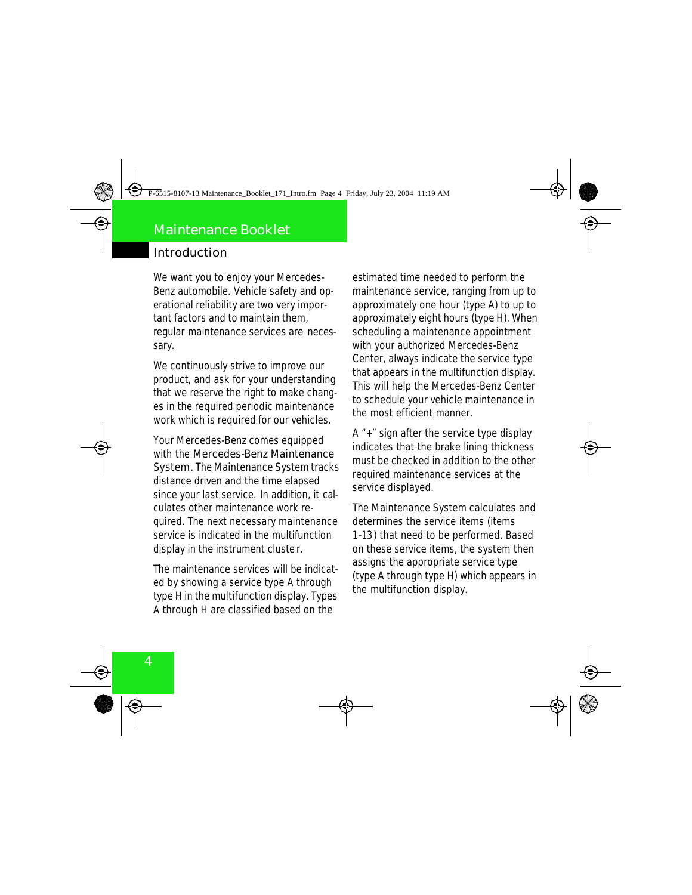# Maintenance Booklet

## Introduction

We want you to enjoy your Mercedes-Benz automobile. Vehicle safety and operational reliability are two very important factors and to maintain them, regular maintenance services are necessary.

We continuously strive to improve our product, and ask for your understanding that we reserve the right to make changes in the required periodic maintenance work which is required for our vehicles.

Your Mercedes-Benz comes equipped with the Mercedes-Benz Maintenance System. The Maintenance System tracks distance driven and the time elapsed since your last service. In addition, it calculates other maintenance work required. The next necessary maintenance service is indicated in the multifunction display in the instrument cluster.

The maintenance services will be indicated by showing a service type A through type H in the multifunction display. Types A through H are classified based on the estimated time needed to perform the maintenance service, ranging from up to approximately one hour (type A) to up to approximately eight hours (type H). When scheduling a maintenance appointment with your authorized Mercedes-Benz Center, always indicate the service type that appears in the multifunction display. This will help the Mercedes-Benz Center to schedule your vehicle maintenance in the most efficient manner.

A "+" sign after the service type display indicates that the brake lining thickness must be checked in addition to the other required maintenance services at the service displayed.

The Maintenance System calculates and determines the service items (items 1-13) that need to be performed. Based on these service items, the system then assigns the appropriate service type (type A through type H) which appears in the multifunction display.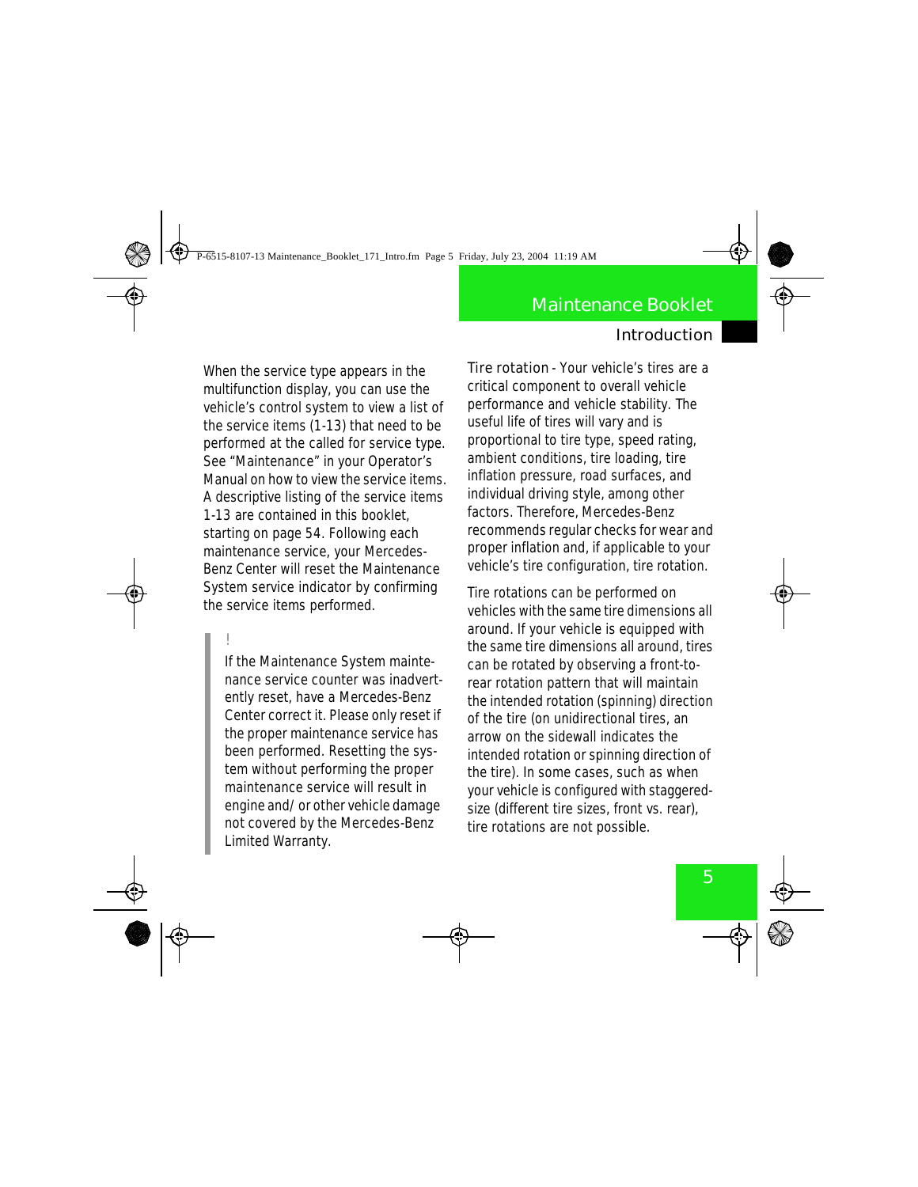When the service type appears in the multifunction display, you can use the vehicle's control system to view a list of the service items (1-13) that need to be performed at the called for service type. See "Maintenance" in your Operator's Manual on how to view the service items. A descriptive listing of the service items 1-13 are contained in this booklet, starting on page 54. Following each maintenance service, your Mercedes-Benz Center will reset the Maintenance System service indicator by confirming the service items performed.

> !
>
> If the Maintenance System maintenance service counter was inadvertently reset, have a Mercedes-Benz Center correct it. Please only reset if the proper maintenance service has been performed. Resetting the system without performing the proper maintenance service will result in engine and/ or other vehicle damage not covered by the Mercedes-Benz Limited Warranty.

Tire rotation - Your vehicle's tires are a critical component to overall vehicle performance and vehicle stability. The useful life of tires will vary and is proportional to tire type, speed rating, ambient conditions, tire loading, tire inflation pressure, road surfaces, and individual driving style, among other factors. Therefore, Mercedes-Benz recommends regular checks for wear and proper inflation and, if applicable to your vehicle's tire configuration, tire rotation.

Tire rotations can be performed on vehicles with the same tire dimensions all around. If your vehicle is equipped with the same tire dimensions all around, tires can be rotated by observing a front-to-rear rotation pattern that will maintain the intended rotation (spinning) direction of the tire (on unidirectional tires, an arrow on the sidewall indicates the intended rotation or spinning direction of the tire). In some cases, such as when your vehicle is configured with staggered-size (different tire sizes, front vs. rear), tire rotations are not possible.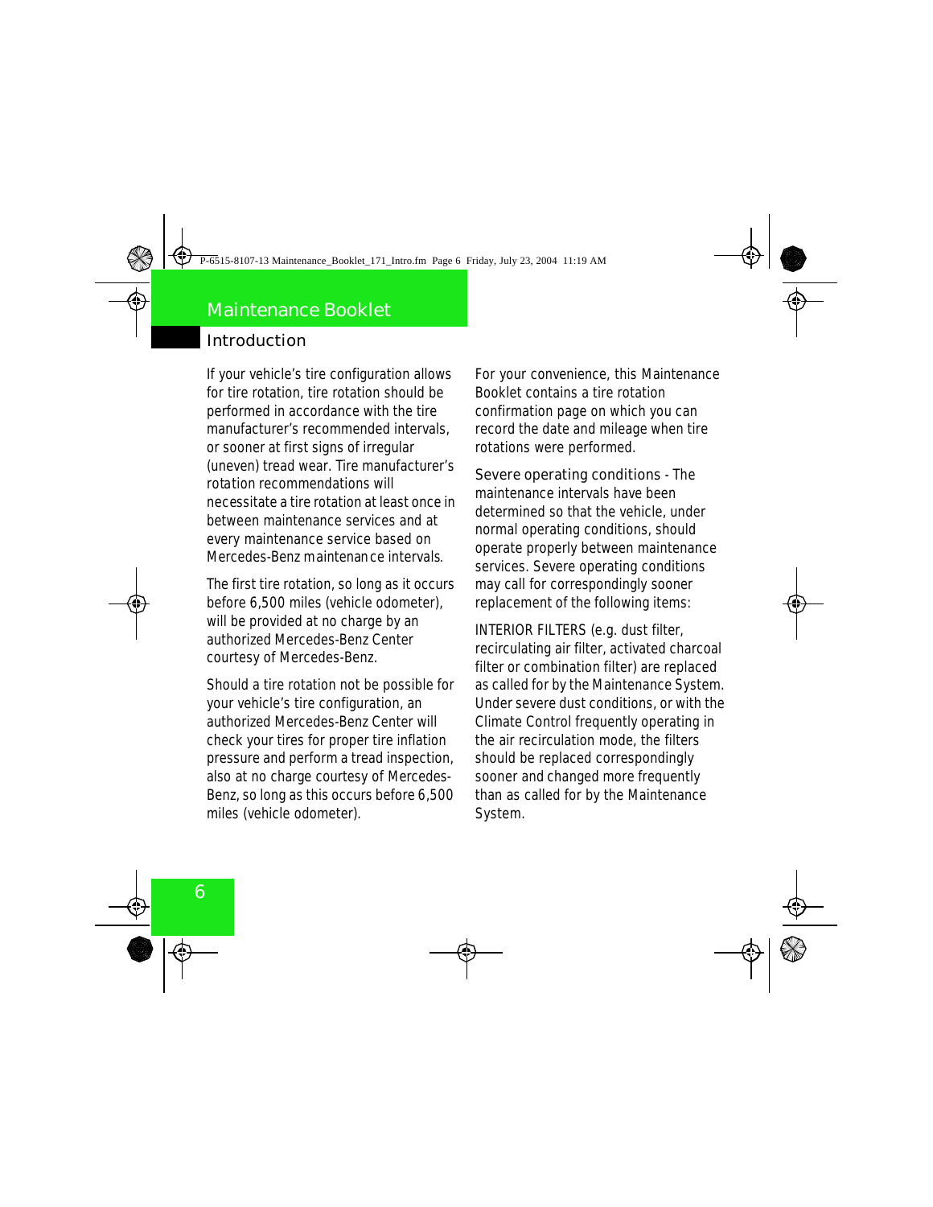# Maintenance Booklet

## Introduction

If your vehicle's tire configuration allows for tire rotation, tire rotation should be performed in accordance with the tire manufacturer's recommended intervals, or sooner at first signs of irregular (uneven) tread wear. Tire manufacturer's rotation recommendations will necessitate a tire rotation at least once in between maintenance services and at every maintenance service based on Mercedes-Benz maintenance intervals.

The first tire rotation, so long as it occurs before 6,500 miles (vehicle odometer), will be provided at no charge by an authorized Mercedes-Benz Center courtesy of Mercedes-Benz.

Should a tire rotation not be possible for your vehicle's tire configuration, an authorized Mercedes-Benz Center will check your tires for proper tire inflation pressure and perform a tread inspection, also at no charge courtesy of Mercedes-Benz, so long as this occurs before 6,500 miles (vehicle odometer).

For your convenience, this Maintenance Booklet contains a tire rotation confirmation page on which you can record the date and mileage when tire rotations were performed.

Severe operating conditions - The maintenance intervals have been determined so that the vehicle, under normal operating conditions, should operate properly between maintenance services. Severe operating conditions may call for correspondingly sooner replacement of the following items:

INTERIOR FILTERS (e.g. dust filter, recirculating air filter, activated charcoal filter or combination filter) are replaced as called for by the Maintenance System. Under severe dust conditions, or with the Climate Control frequently operating in the air recirculation mode, the filters should be replaced correspondingly sooner and changed more frequently than as called for by the Maintenance System.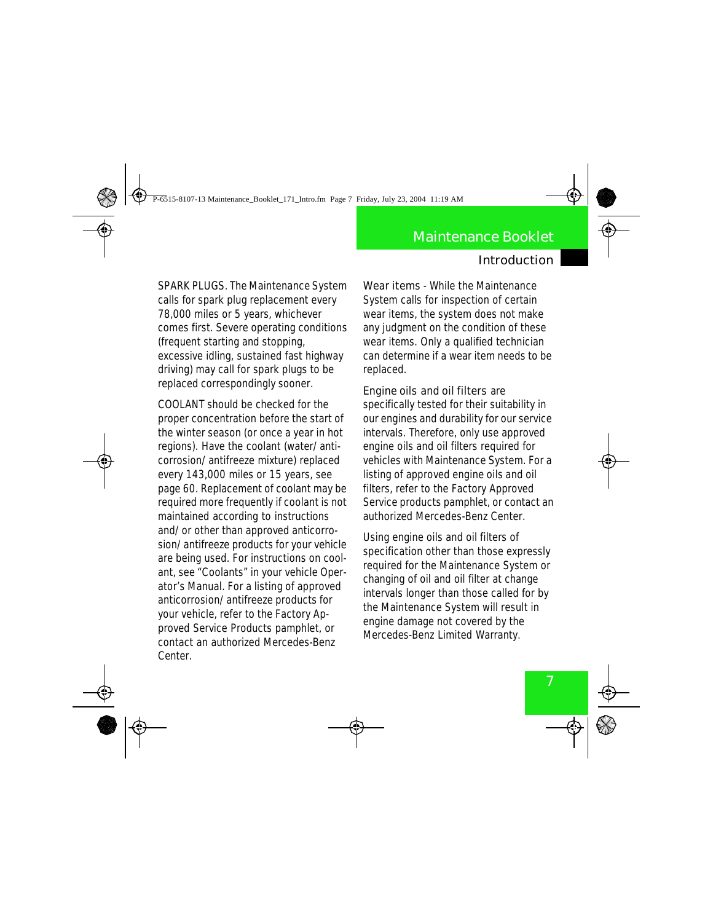SPARK PLUGS. The Maintenance System calls for spark plug replacement every 78,000 miles or 5 years, whichever comes first. Severe operating conditions (frequent starting and stopping, excessive idling, sustained fast highway driving) may call for spark plugs to be replaced correspondingly sooner.

COOLANT should be checked for the proper concentration before the start of the winter season (or once a year in hot regions). Have the coolant (water/ anti-corrosion/ antifreeze mixture) replaced every 143,000 miles or 15 years, see page 60. Replacement of coolant may be required more frequently if coolant is not maintained according to instructions and/ or other than approved anticorrosion/ antifreeze products for your vehicle are being used. For instructions on coolant, see "Coolants" in your vehicle Operator's Manual. For a listing of approved anticorrosion/ antifreeze products for your vehicle, refer to the Factory Approved Service Products pamphlet, or contact an authorized Mercedes-Benz Center.

Wear items - While the Maintenance System calls for inspection of certain wear items, the system does not make any judgment on the condition of these wear items. Only a qualified technician can determine if a wear item needs to be replaced.

Engine oils and oil filters are specifically tested for their suitability in our engines and durability for our service intervals. Therefore, only use approved engine oils and oil filters required for vehicles with Maintenance System. For a listing of approved engine oils and oil filters, refer to the Factory Approved Service products pamphlet, or contact an authorized Mercedes-Benz Center.

Using engine oils and oil filters of specification other than those expressly required for the Maintenance System or changing of oil and oil filter at change intervals longer than those called for by the Maintenance System will result in engine damage not covered by the Mercedes-Benz Limited Warranty.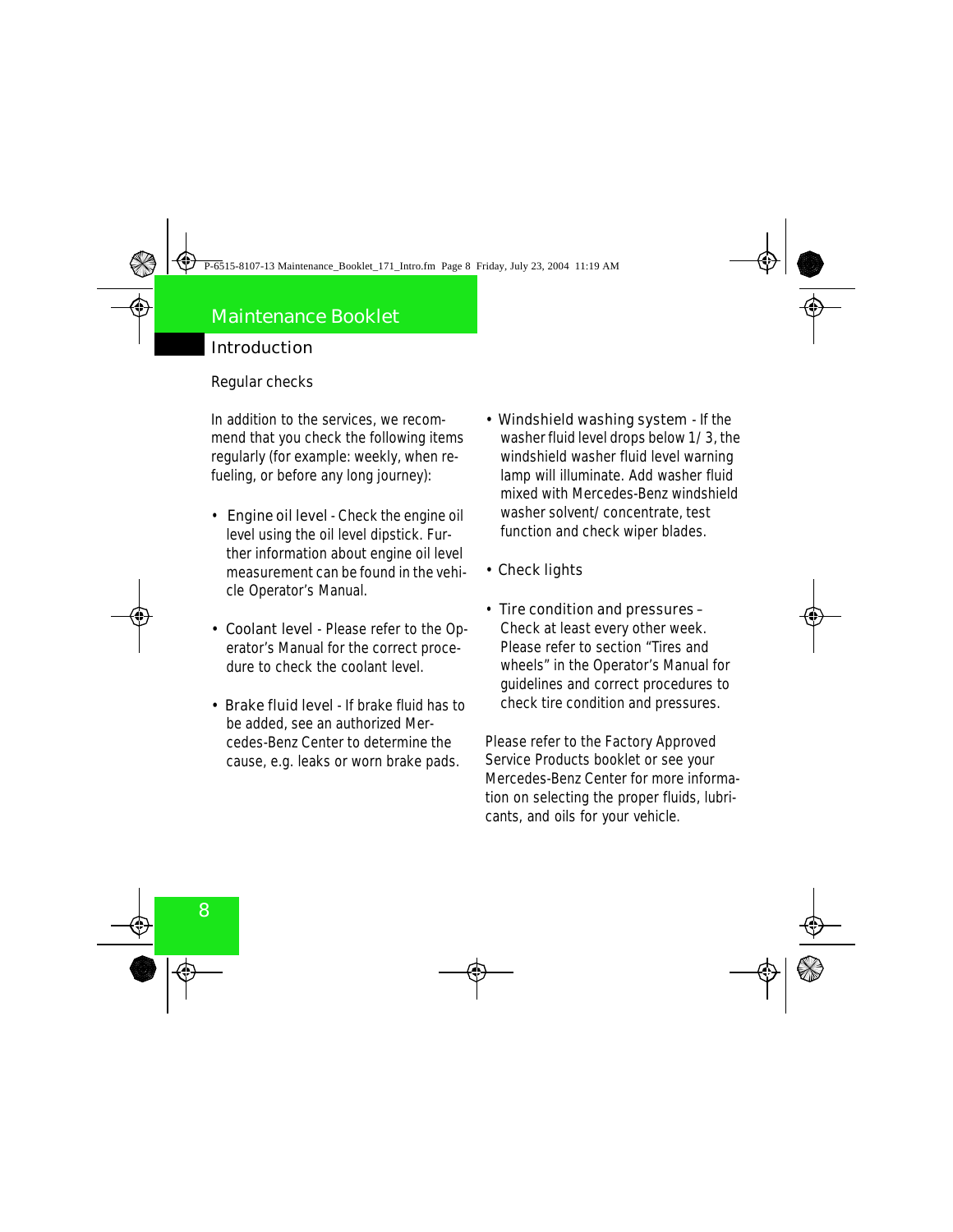## Maintenance Booklet

### Introduction

Regular checks

In addition to the services, we recommend that you check the following items regularly (for example: weekly, when refueling, or before any long journey):

- Engine oil level - Check the engine oil level using the oil level dipstick. Further information about engine oil level measurement can be found in the vehicle Operator's Manual.
- Coolant level - Please refer to the Operator's Manual for the correct procedure to check the coolant level.
- Brake fluid level - If brake fluid has to be added, see an authorized Mercedes-Benz Center to determine the cause, e.g. leaks or worn brake pads.
- Windshield washing system - If the washer fluid level drops below 1/3, the windshield washer fluid level warning lamp will illuminate. Add washer fluid mixed with Mercedes-Benz windshield washer solvent/concentrate, test function and check wiper blades.
- Check lights
- Tire condition and pressures – Check at least every other week. Please refer to section "Tires and wheels" in the Operator's Manual for guidelines and correct procedures to check tire condition and pressures.

Please refer to the Factory Approved Service Products booklet or see your Mercedes-Benz Center for more information on selecting the proper fluids, lubricants, and oils for your vehicle.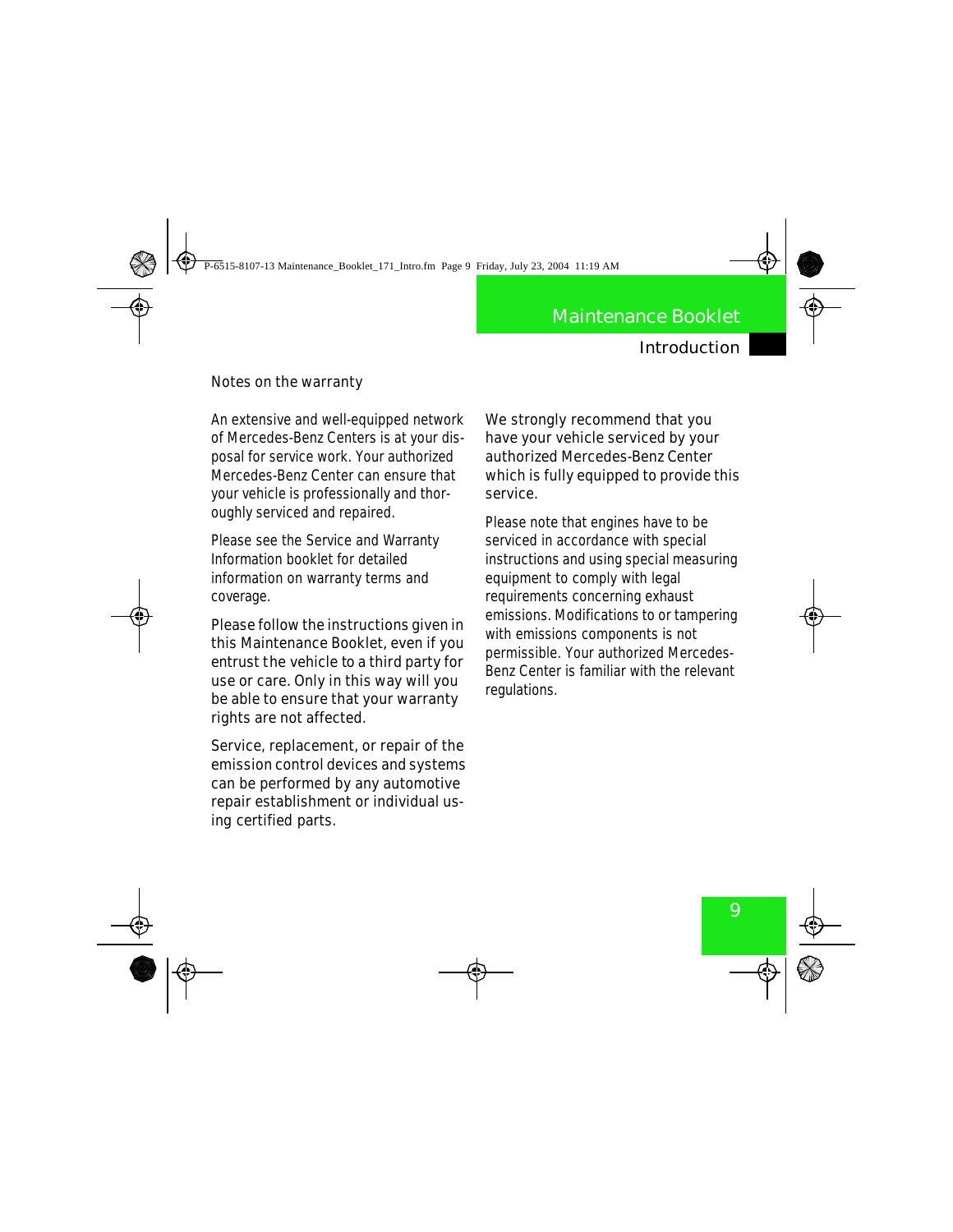## Notes on the warranty

An extensive and well-equipped network of Mercedes-Benz Centers is at your disposal for service work. Your authorized Mercedes-Benz Center can ensure that your vehicle is professionally and thoroughly serviced and repaired.

Please see the Service and Warranty Information booklet for detailed information on warranty terms and coverage.

Please follow the instructions given in this Maintenance Booklet, even if you entrust the vehicle to a third party for use or care. Only in this way will you be able to ensure that your warranty rights are not affected.

Service, replacement, or repair of the emission control devices and systems can be performed by any automotive repair establishment or individual using certified parts.

We strongly recommend that you have your vehicle serviced by your authorized Mercedes-Benz Center which is fully equipped to provide this service.

Please note that engines have to be serviced in accordance with special instructions and using special measuring equipment to comply with legal requirements concerning exhaust emissions. Modifications to or tampering with emissions components is not permissible. Your authorized Mercedes-Benz Center is familiar with the relevant regulations.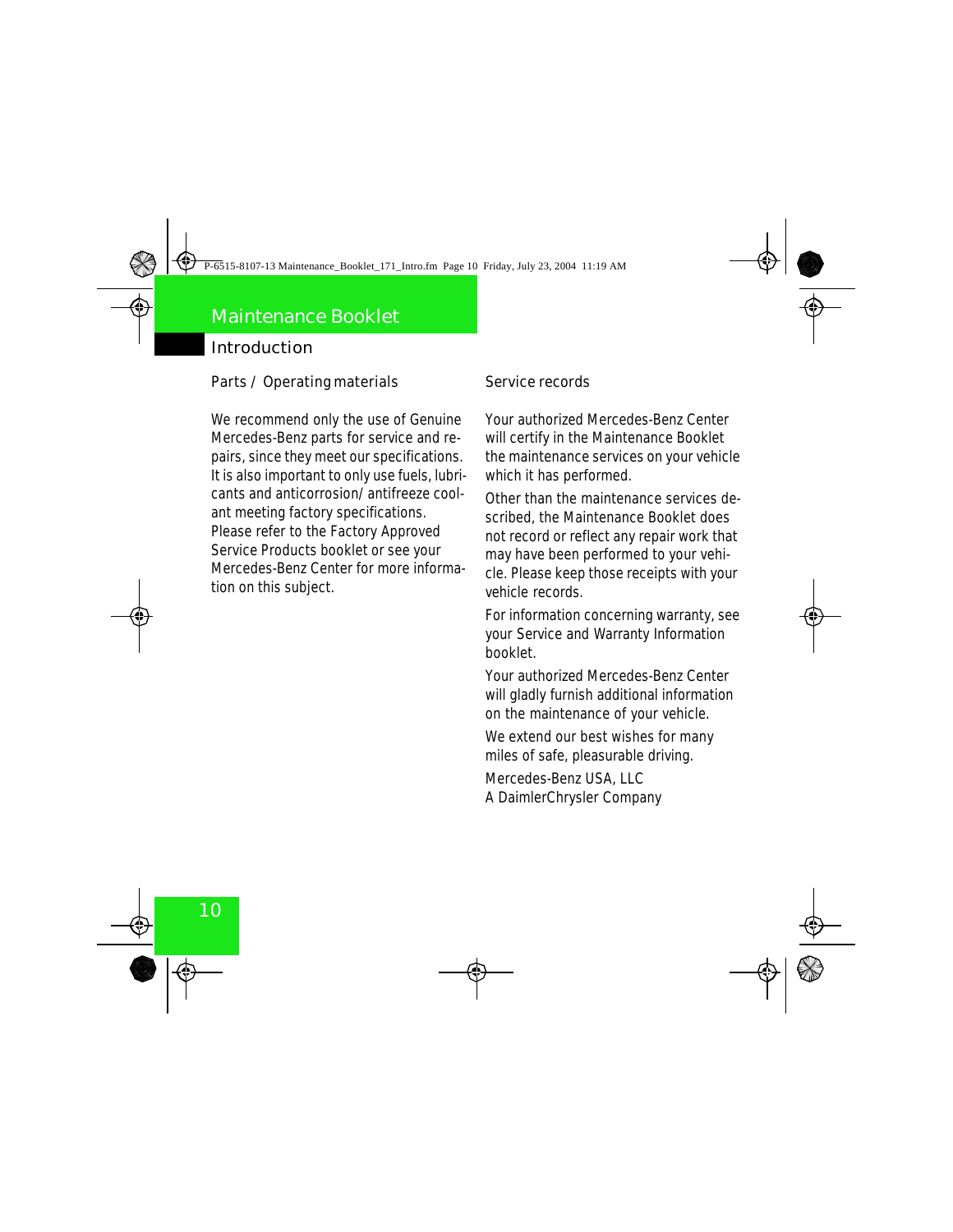# Maintenance Booklet

## Introduction

### Parts / Operating materials

We recommend only the use of Genuine Mercedes-Benz parts for service and repairs, since they meet our specifications. It is also important to only use fuels, lubricants and anticorrosion/ antifreeze coolant meeting factory specifications. Please refer to the Factory Approved Service Products booklet or see your Mercedes-Benz Center for more information on this subject.

### Service records

Your authorized Mercedes-Benz Center will certify in the Maintenance Booklet the maintenance services on your vehicle which it has performed.

Other than the maintenance services described, the Maintenance Booklet does not record or reflect any repair work that may have been performed to your vehicle. Please keep those receipts with your vehicle records.

For information concerning warranty, see your Service and Warranty Information booklet.

Your authorized Mercedes-Benz Center will gladly furnish additional information on the maintenance of your vehicle.

We extend our best wishes for many miles of safe, pleasurable driving.

Mercedes-Benz USA, LLC
A DaimlerChrysler Company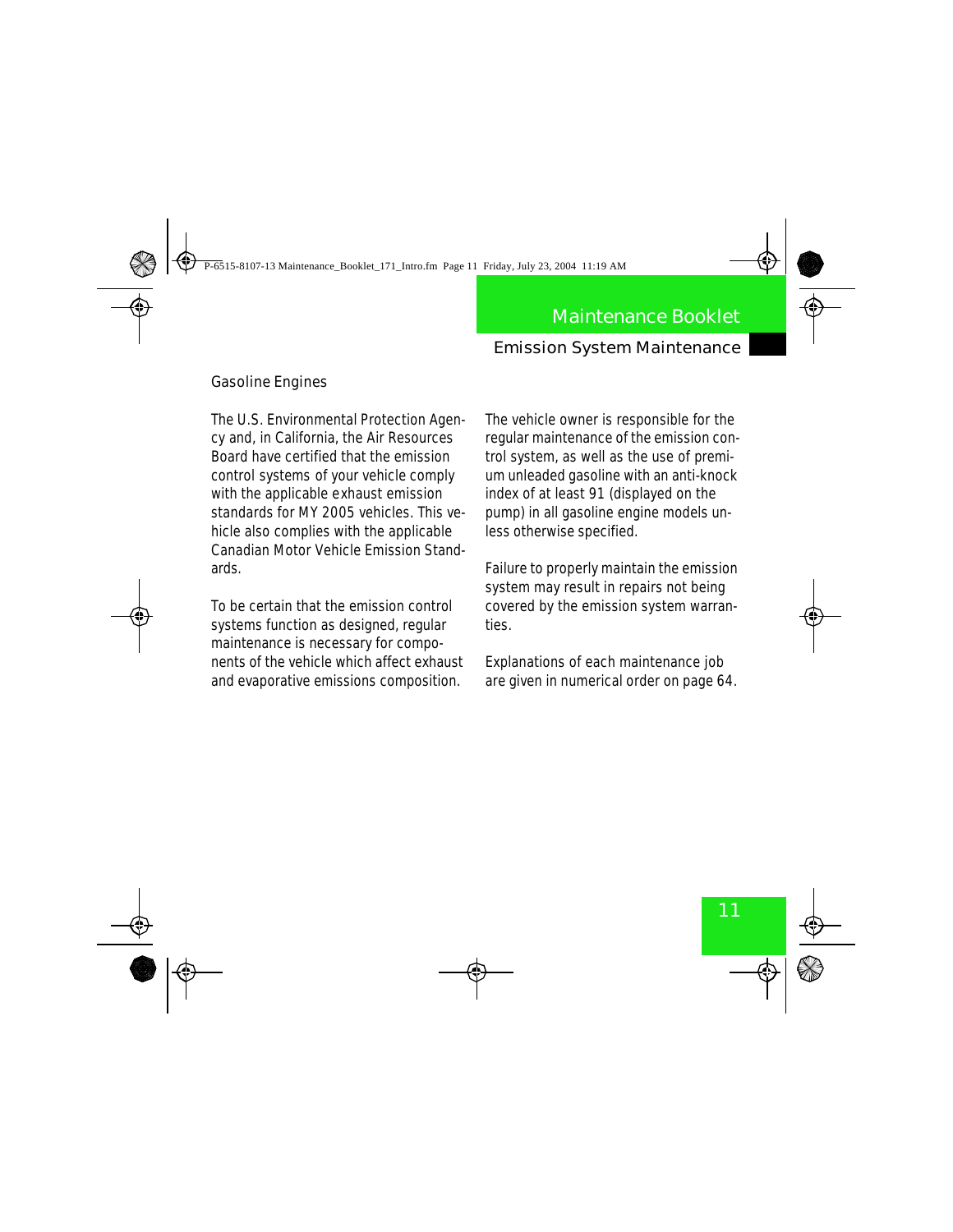# Maintenance Booklet

## Emission System Maintenance

### Gasoline Engines

The U.S. Environmental Protection Agency and, in California, the Air Resources Board have certified that the emission control systems of your vehicle comply with the applicable exhaust emission standards for MY 2005 vehicles. This vehicle also complies with the applicable Canadian Motor Vehicle Emission Standards.

To be certain that the emission control systems function as designed, regular maintenance is necessary for components of the vehicle which affect exhaust and evaporative emissions composition.

The vehicle owner is responsible for the regular maintenance of the emission control system, as well as the use of premium unleaded gasoline with an anti-knock index of at least 91 (displayed on the pump) in all gasoline engine models unless otherwise specified.

Failure to properly maintain the emission system may result in repairs not being covered by the emission system warranties.

Explanations of each maintenance job are given in numerical order on page 64.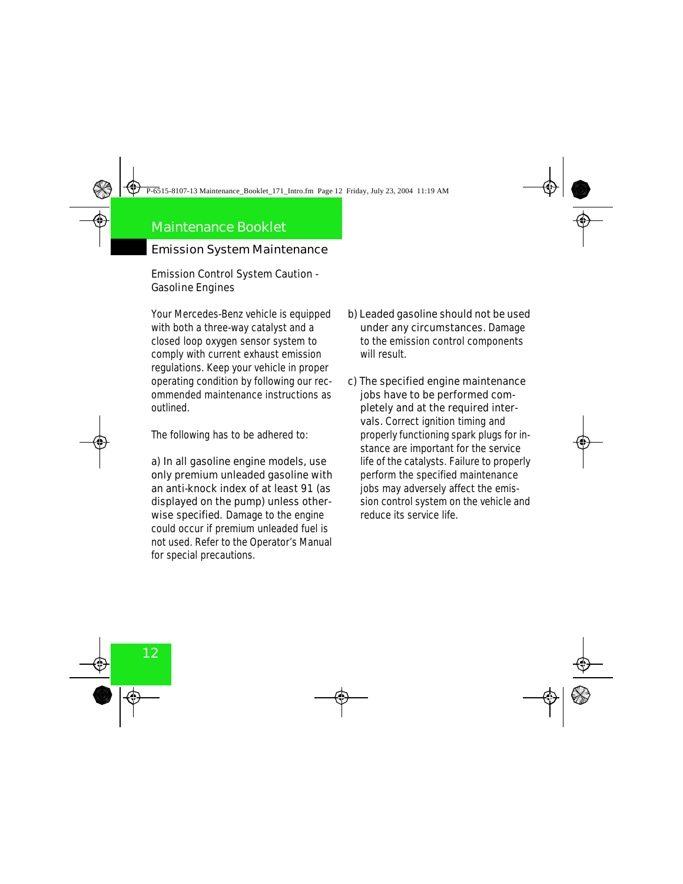# Maintenance Booklet

## Emission System Maintenance

### Emission Control System Caution - Gasoline Engines

Your Mercedes-Benz vehicle is equipped with both a three-way catalyst and a closed loop oxygen sensor system to comply with current exhaust emission regulations. Keep your vehicle in proper operating condition by following our recommended maintenance instructions as outlined.

The following has to be adhered to:

a) In all gasoline engine models, use only premium unleaded gasoline with an anti-knock index of at least 91 (as displayed on the pump) unless otherwise specified. Damage to the engine could occur if premium unleaded fuel is not used. Refer to the Operator's Manual for special precautions.

b) Leaded gasoline should not be used under any circumstances. Damage to the emission control components will result.

c) The specified engine maintenance jobs have to be performed completely and at the required intervals. Correct ignition timing and properly functioning spark plugs for instance are important for the service life of the catalysts. Failure to properly perform the specified maintenance jobs may adversely affect the emission control system on the vehicle and reduce its service life.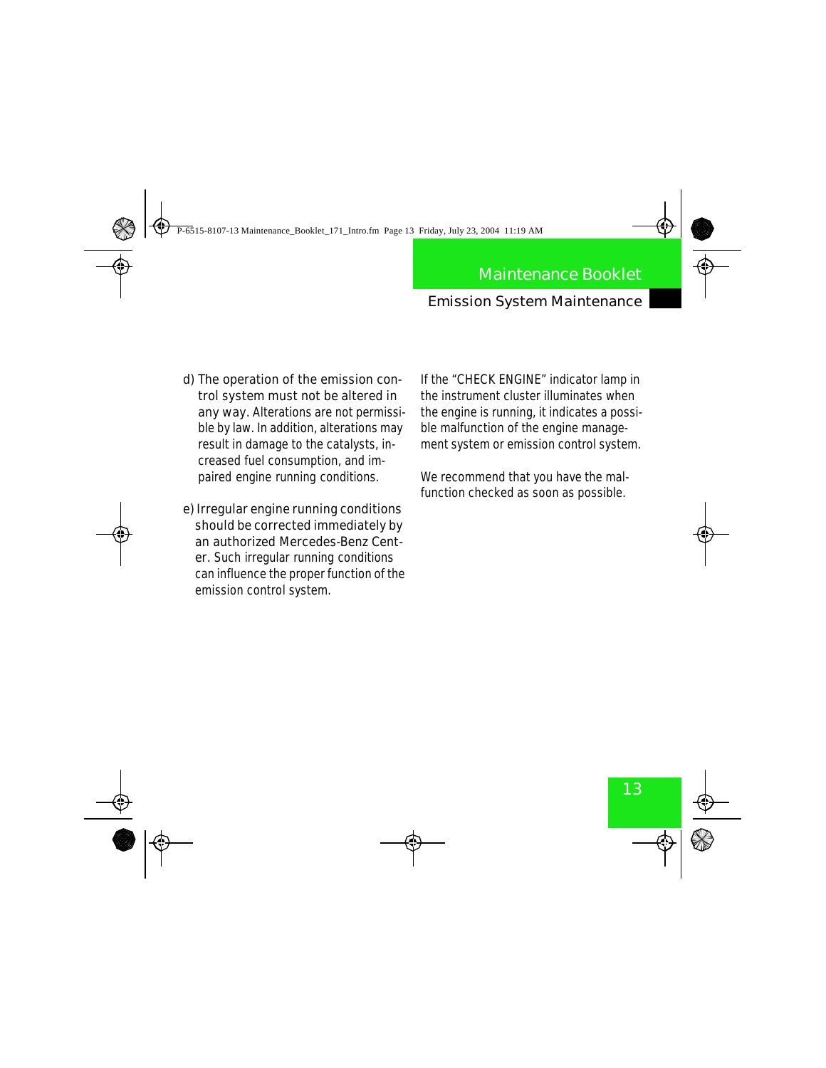d) The operation of the emission control system must not be altered in any way. Alterations are not permissible by law. In addition, alterations may result in damage to the catalysts, increased fuel consumption, and impaired engine running conditions.

e) Irregular engine running conditions should be corrected immediately by an authorized Mercedes-Benz Center. Such irregular running conditions can influence the proper function of the emission control system.

If the “CHECK ENGINE” indicator lamp in the instrument cluster illuminates when the engine is running, it indicates a possible malfunction of the engine management system or emission control system.

We recommend that you have the malfunction checked as soon as possible.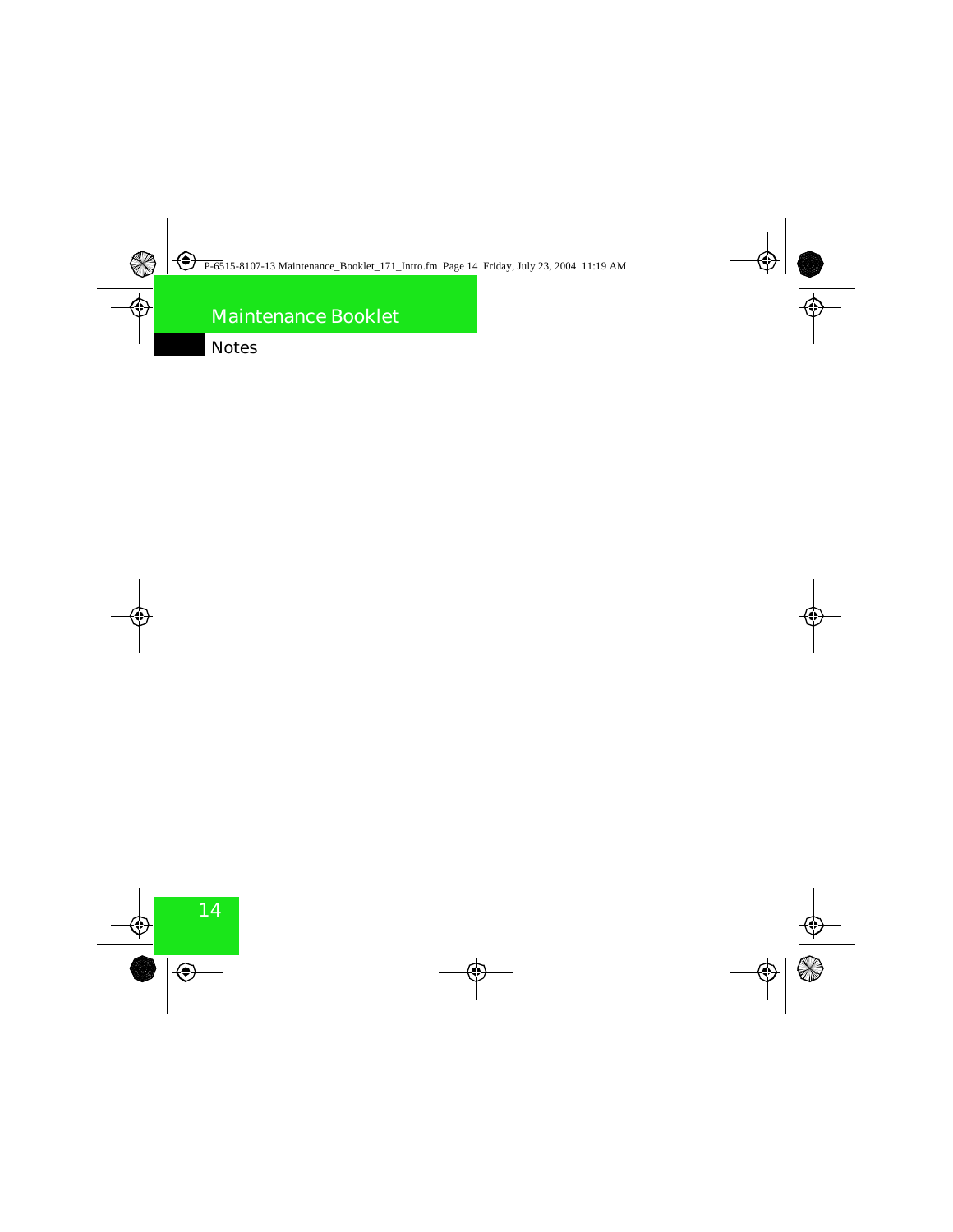# Notes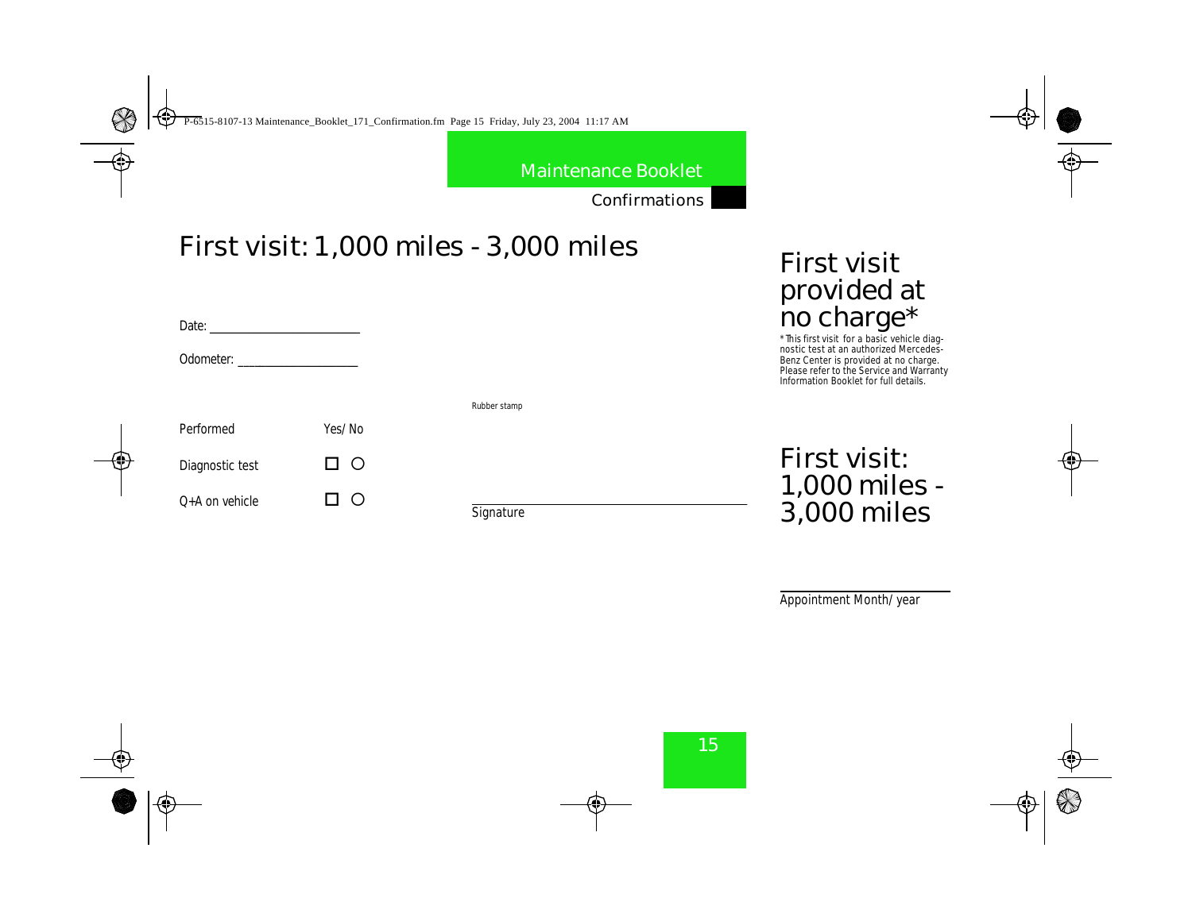# First visit: 1,000 miles - 3,000 miles

Date: ______________________

Odometer: __________________

Rubber stamp

| Performed | Yes/ No |
| --- | --- |
| Diagnostic test | ☐ ○ |
| Q+A on vehicle | ☐ ○ |

______________________________
Signature

## First visit provided at no charge*

* This first visit for a basic vehicle diagnostic test at an authorized Mercedes-Benz Center is provided at no charge. Please refer to the Service and Warranty Information Booklet for full details.

## First visit: 1,000 miles - 3,000 miles

______________________
Appointment Month/ year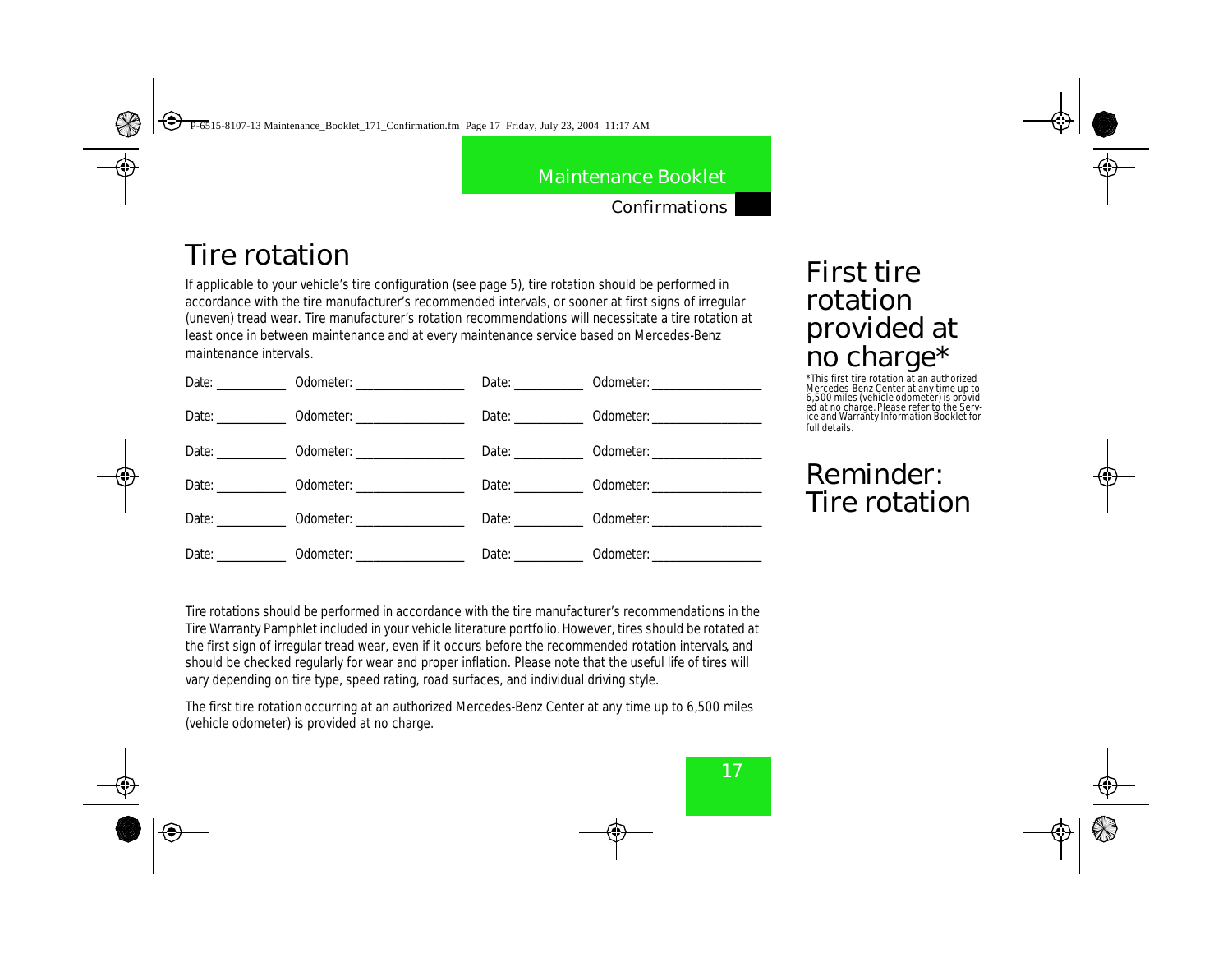# Tire rotation

If applicable to your vehicle's tire configuration (see page 5), tire rotation should be performed in accordance with the tire manufacturer's recommended intervals, or sooner at first signs of irregular (uneven) tread wear. Tire manufacturer's rotation recommendations will necessitate a tire rotation at least once in between maintenance and at every maintenance service based on Mercedes-Benz maintenance intervals.

| Date: ___________ | Odometer: _________________ | Date: ___________ | Odometer: _________________ |
|---|---|---|---|
| Date: ___________ | Odometer: _________________ | Date: ___________ | Odometer: _________________ |
| Date: ___________ | Odometer: _________________ | Date: ___________ | Odometer: _________________ |
| Date: ___________ | Odometer: _________________ | Date: ___________ | Odometer: _________________ |
| Date: ___________ | Odometer: _________________ | Date: ___________ | Odometer: _________________ |
| Date: ___________ | Odometer: _________________ | Date: ___________ | Odometer: _________________ |

Tire rotations should be performed in accordance with the tire manufacturer's recommendations in the Tire Warranty Pamphlet included in your vehicle literature portfolio. However, tires should be rotated at the first sign of irregular tread wear, even if it occurs before the recommended rotation intervals, and should be checked regularly for wear and proper inflation. Please note that the useful life of tires will vary depending on tire type, speed rating, road surfaces, and individual driving style.

The first tire rotation occurring at an authorized Mercedes-Benz Center at any time up to 6,500 miles (vehicle odometer) is provided at no charge.

## First tire rotation provided at no charge*

*This first tire rotation at an authorized Mercedes-Benz Center at any time up to 6,500 miles (vehicle odometer) is provided at no charge. Please refer to the Service and Warranty Information Booklet for full details.

## Reminder: Tire rotation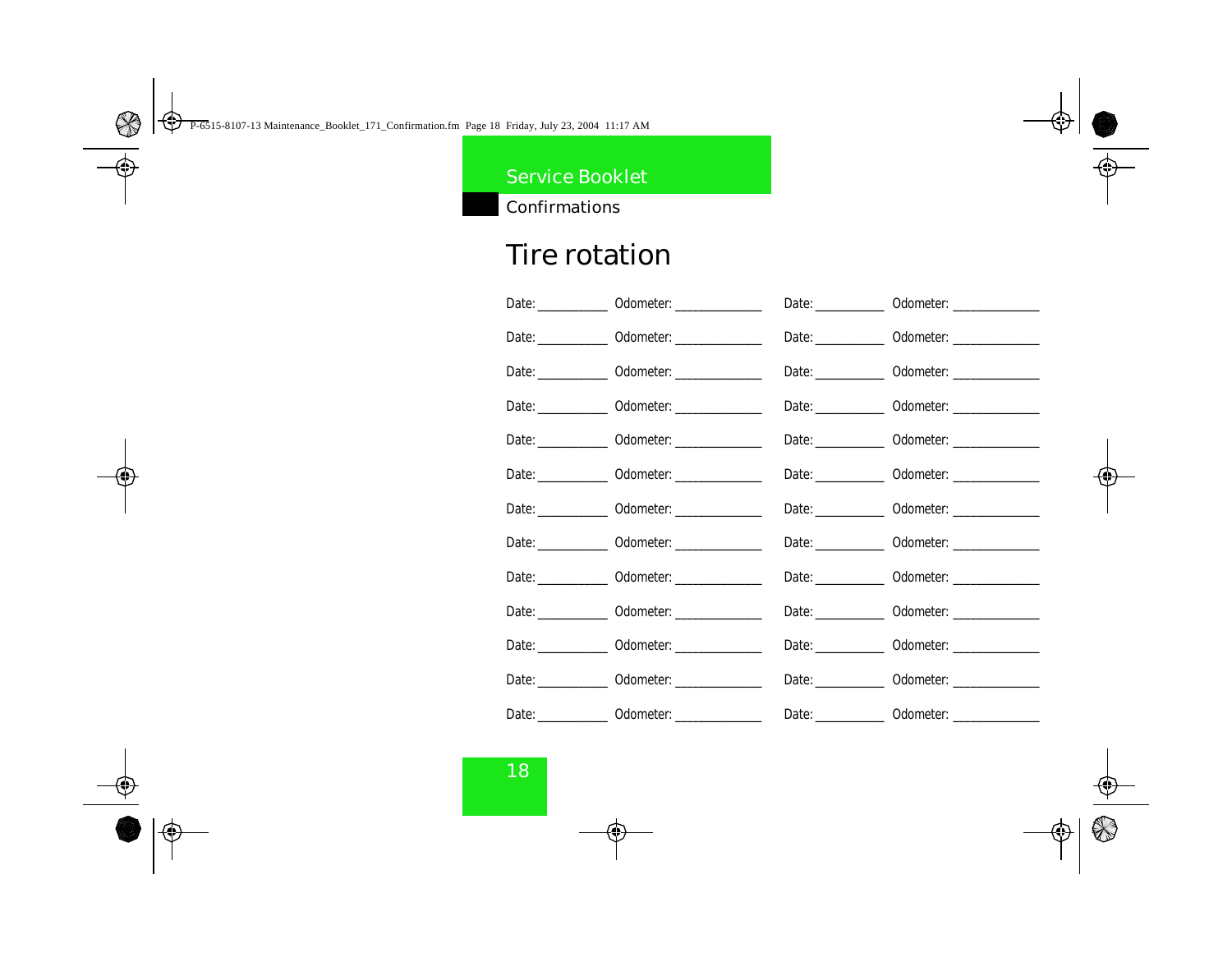Service Booklet

Confirmations

# Tire rotation

Date: __________ Odometer: _____________ Date: __________ Odometer: _____________

Date: __________ Odometer: _____________ Date: __________ Odometer: _____________

Date: __________ Odometer: _____________ Date: __________ Odometer: _____________

Date: __________ Odometer: _____________ Date: __________ Odometer: _____________

Date: __________ Odometer: _____________ Date: __________ Odometer: _____________

Date: __________ Odometer: _____________ Date: __________ Odometer: _____________

Date: __________ Odometer: _____________ Date: __________ Odometer: _____________

Date: __________ Odometer: _____________ Date: __________ Odometer: _____________

Date: __________ Odometer: _____________ Date: __________ Odometer: _____________

Date: __________ Odometer: _____________ Date: __________ Odometer: _____________

Date: __________ Odometer: _____________ Date: __________ Odometer: _____________

Date: __________ Odometer: _____________ Date: __________ Odometer: _____________

Date: __________ Odometer: _____________ Date: __________ Odometer: _____________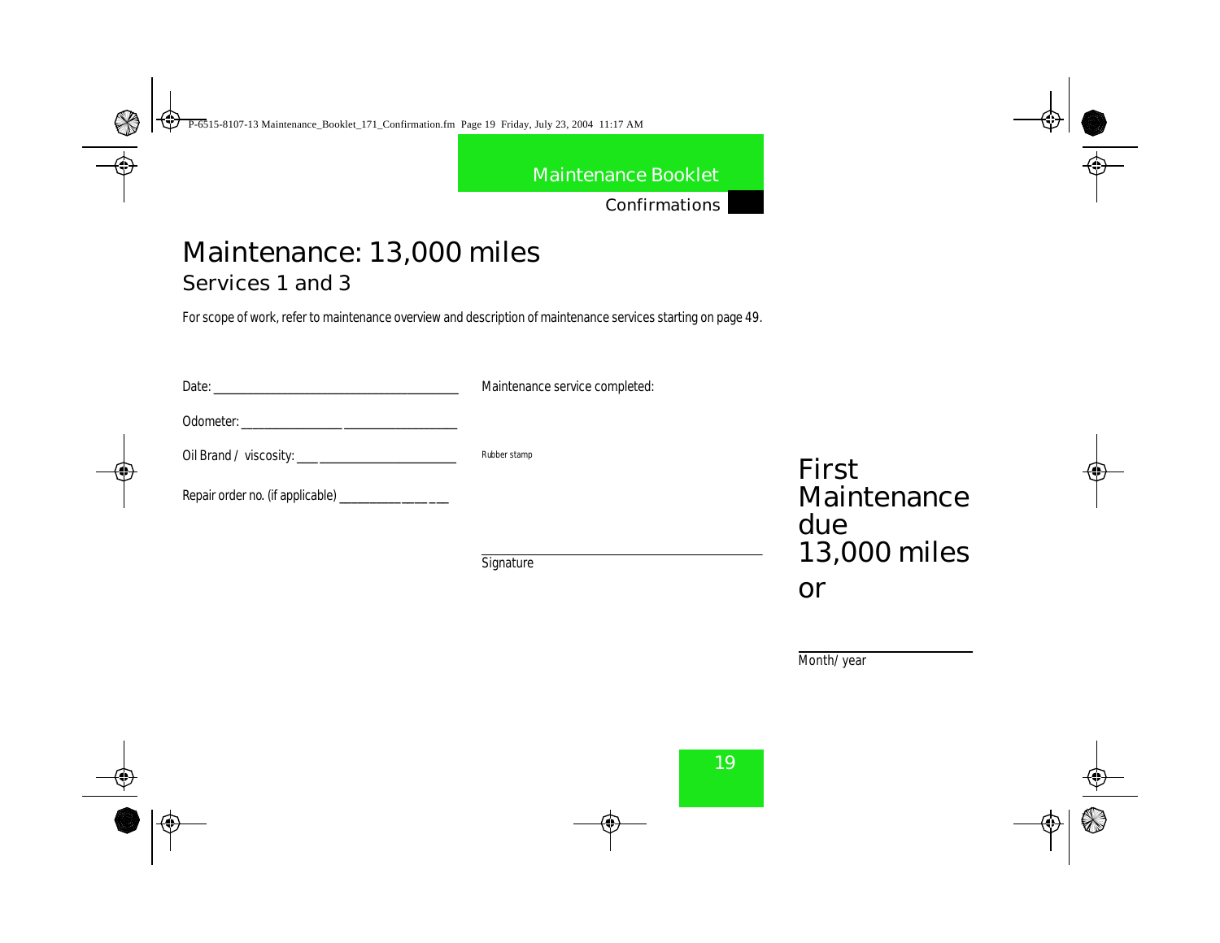# Maintenance: 13,000 miles

## Services 1 and 3

For scope of work, refer to maintenance overview and description of maintenance services starting on page 49.

Date: ______________________________________

Odometer: _________________ __________________

Oil Brand / viscosity: ___ _______________________

Repair order no. (if applicable) ________________ ___

Maintenance service completed:

Rubber stamp

_______________________________________
Signature

First Maintenance due 13,000 miles or

____________________
Month/ year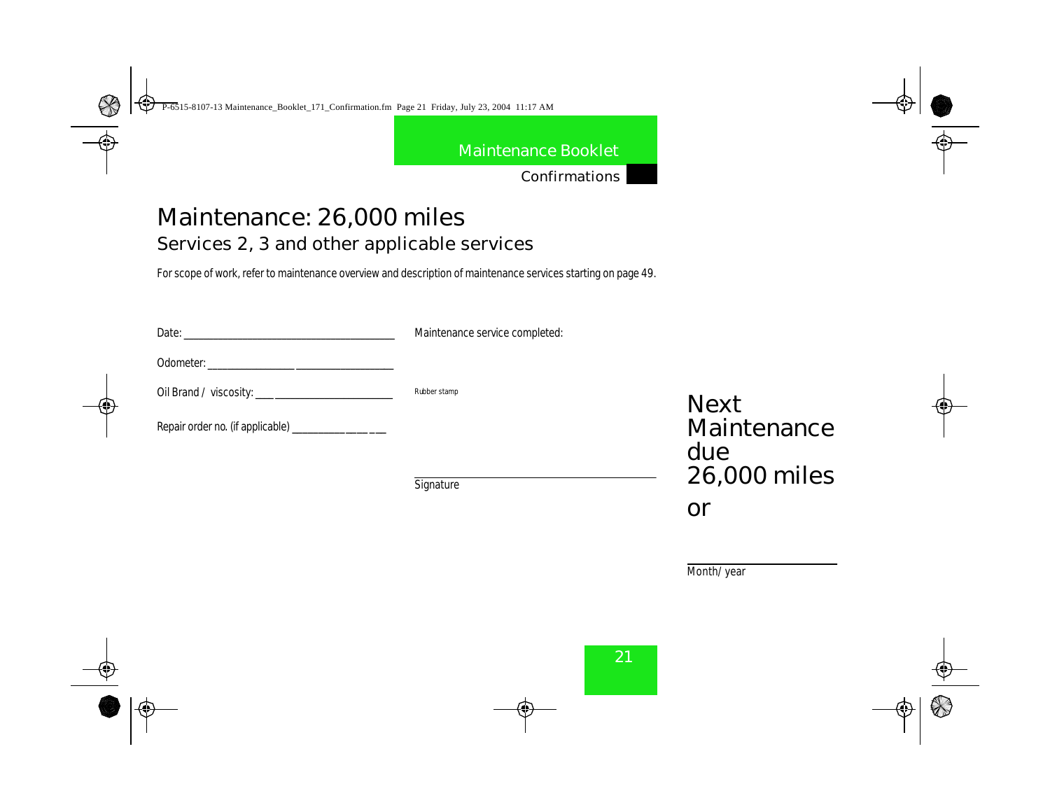# Maintenance: 26,000 miles

## Services 2, 3 and other applicable services

For scope of work, refer to maintenance overview and description of maintenance services starting on page 49.

Date: ______________________________________

Odometer: ________________ _________________

Oil Brand / viscosity: ___ _______________________

Repair order no. (if applicable) ________________ ___

Maintenance service completed:

Rubber stamp

_______________________________________
Signature

Next Maintenance due 26,000 miles

or

____________________
Month/ year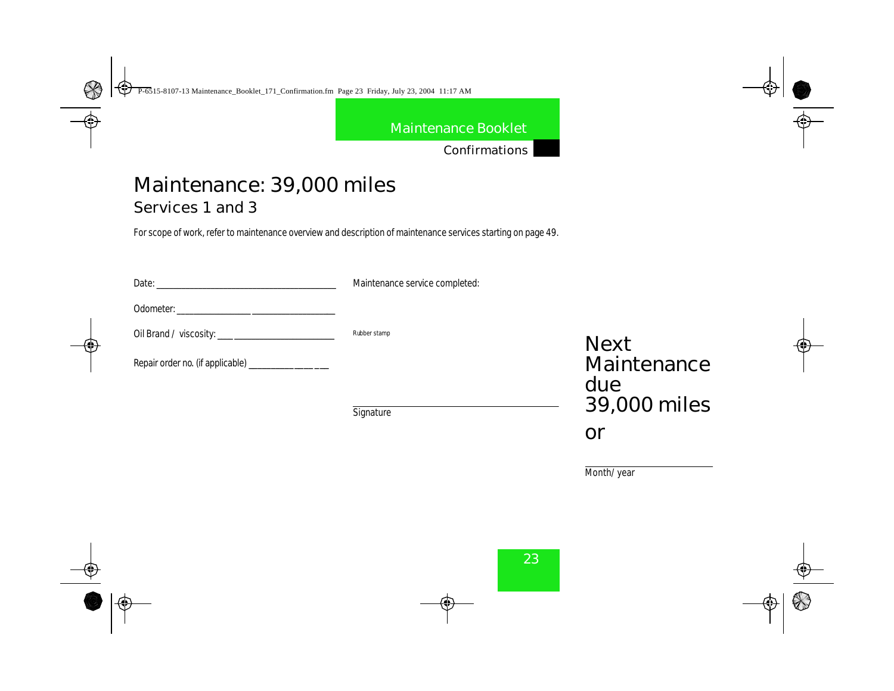# Maintenance: 39,000 miles

## Services 1 and 3

For scope of work, refer to maintenance overview and description of maintenance services starting on page 49.

Date: ______________________________________

Odometer: ________________ _________________

Oil Brand / viscosity: ___ ______________________

Repair order no. (if applicable) ________________

Maintenance service completed:

Rubber stamp

______________________________________

Signature

Next Maintenance due 39,000 miles

or

__________________________

Month/ year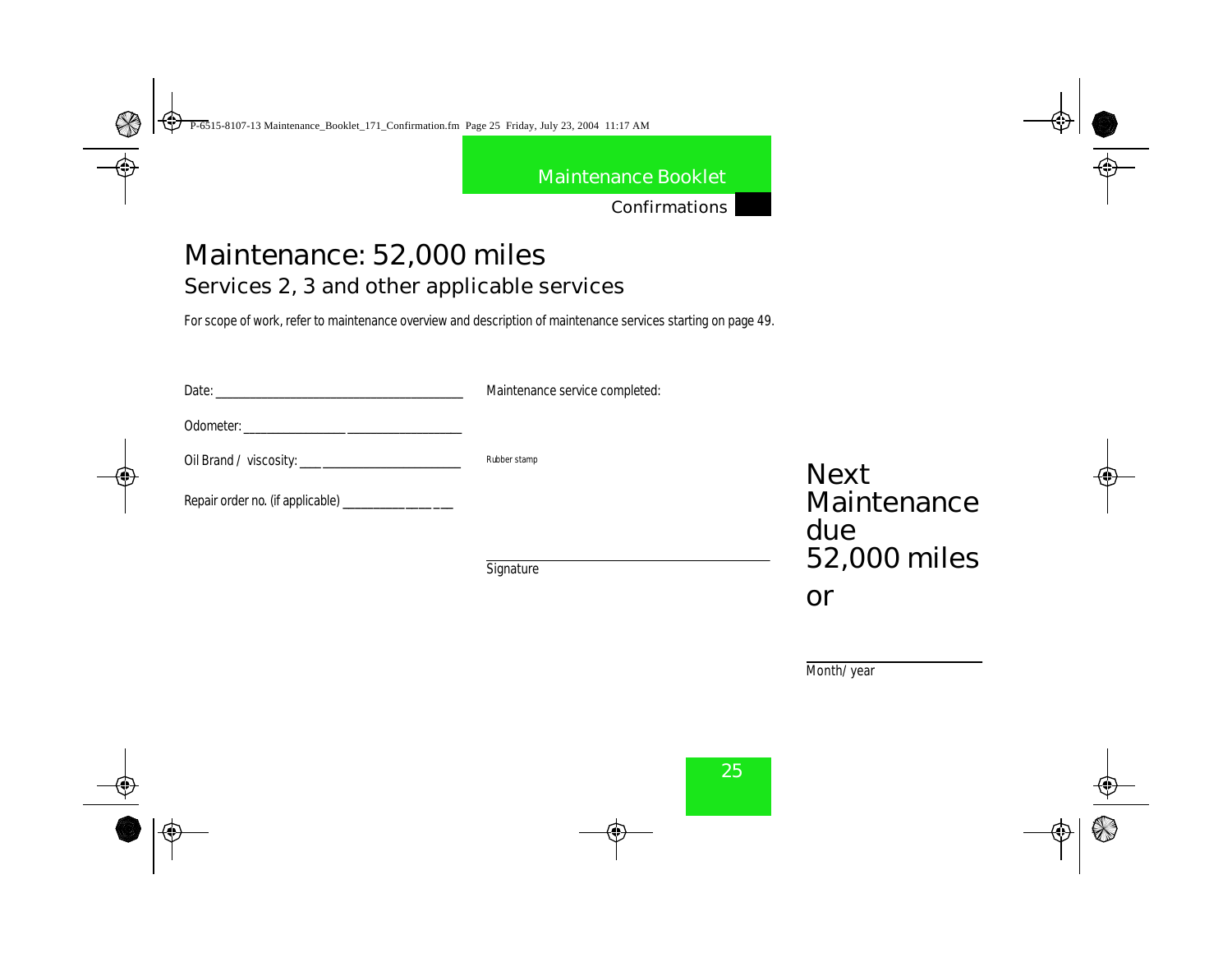# Maintenance: 52,000 miles

## Services 2, 3 and other applicable services

For scope of work, refer to maintenance overview and description of maintenance services starting on page 49.

Date: ____________________________________

Odometer: ________________ _________________

Oil Brand / viscosity: ___ ______________________

Repair order no. (if applicable) ________________

Maintenance service completed:

Rubber stamp

_________________________________________

Signature

Next Maintenance due 52,000 miles or

____________________

Month/ year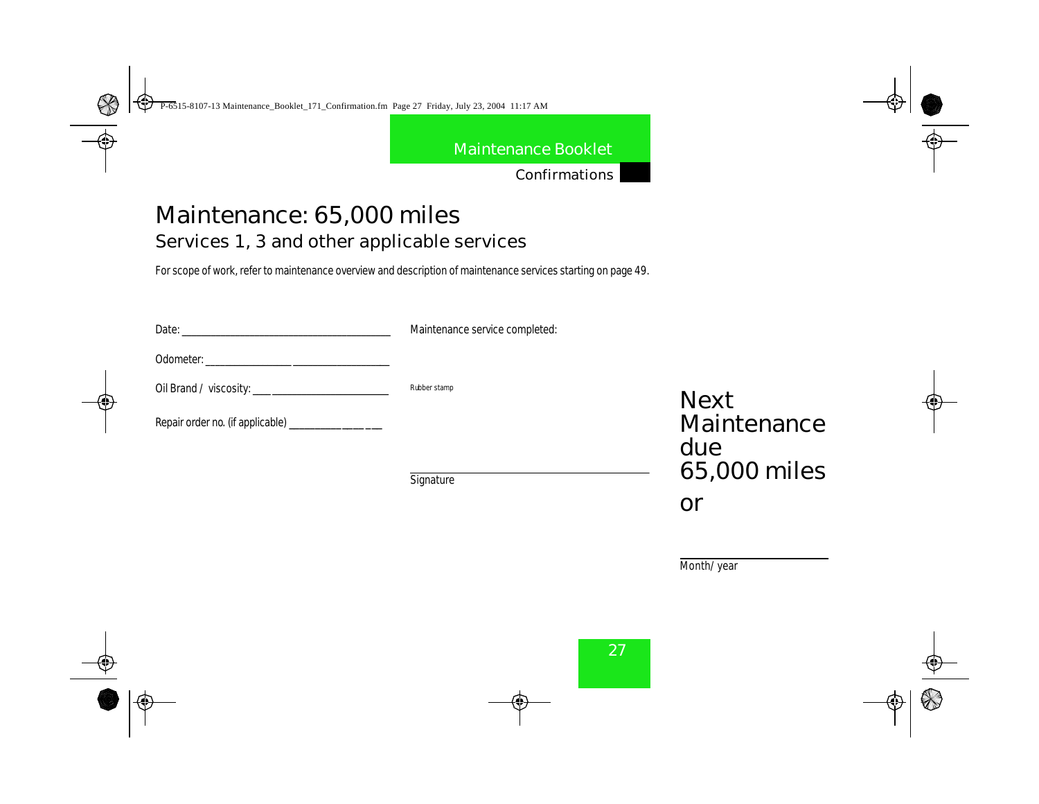# Maintenance: 65,000 miles

## Services 1, 3 and other applicable services

For scope of work, refer to maintenance overview and description of maintenance services starting on page 49.

Date: ______________________________________

Odometer: ________________ _________________

Oil Brand / viscosity: ___ ______________________

Repair order no. (if applicable) ________________ ___

Maintenance service completed:

Rubber stamp

______________________________________
Signature

Next Maintenance due 65,000 miles or

______________________
Month/ year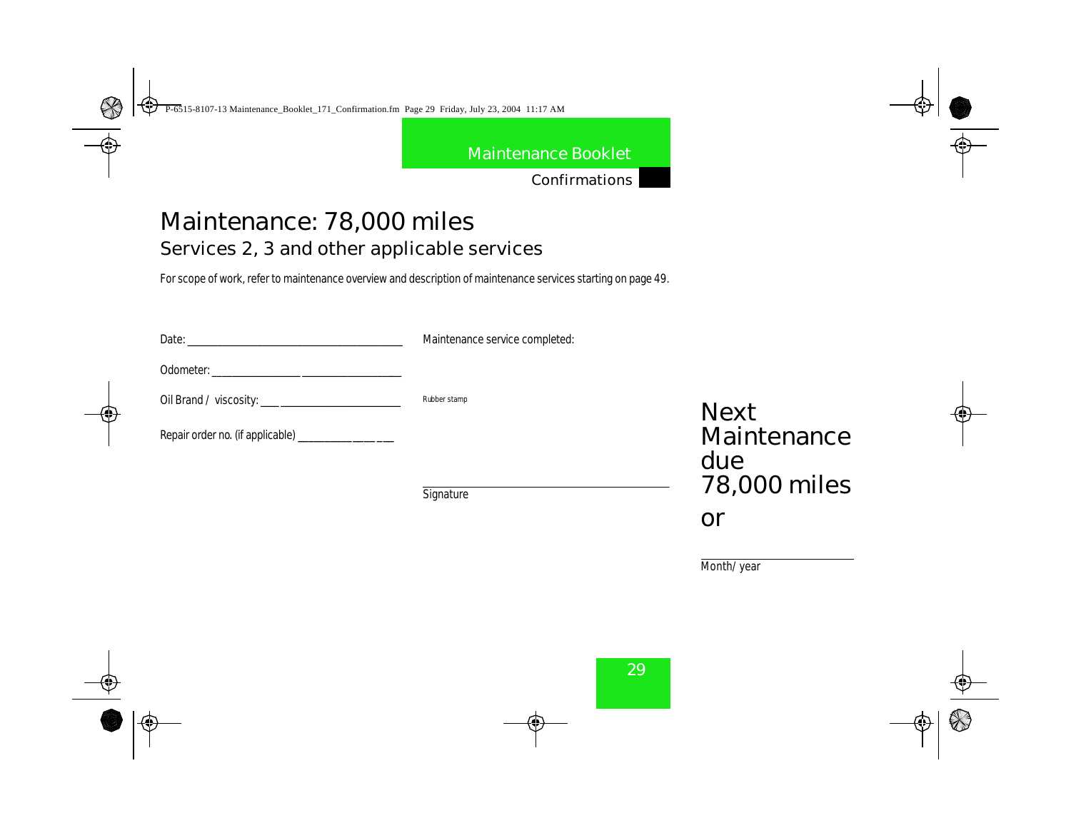# Maintenance: 78,000 miles

## Services 2, 3 and other applicable services

For scope of work, refer to maintenance overview and description of maintenance services starting on page 49.

Date: ______________________________________

Odometer: ________________ _________________

Oil Brand / viscosity: ___ ______________________

Repair order no. (if applicable) _______________ __

Maintenance service completed:

Rubber stamp

_______________________________________

Signature

Next Maintenance due 78,000 miles or

_______________________

Month/ year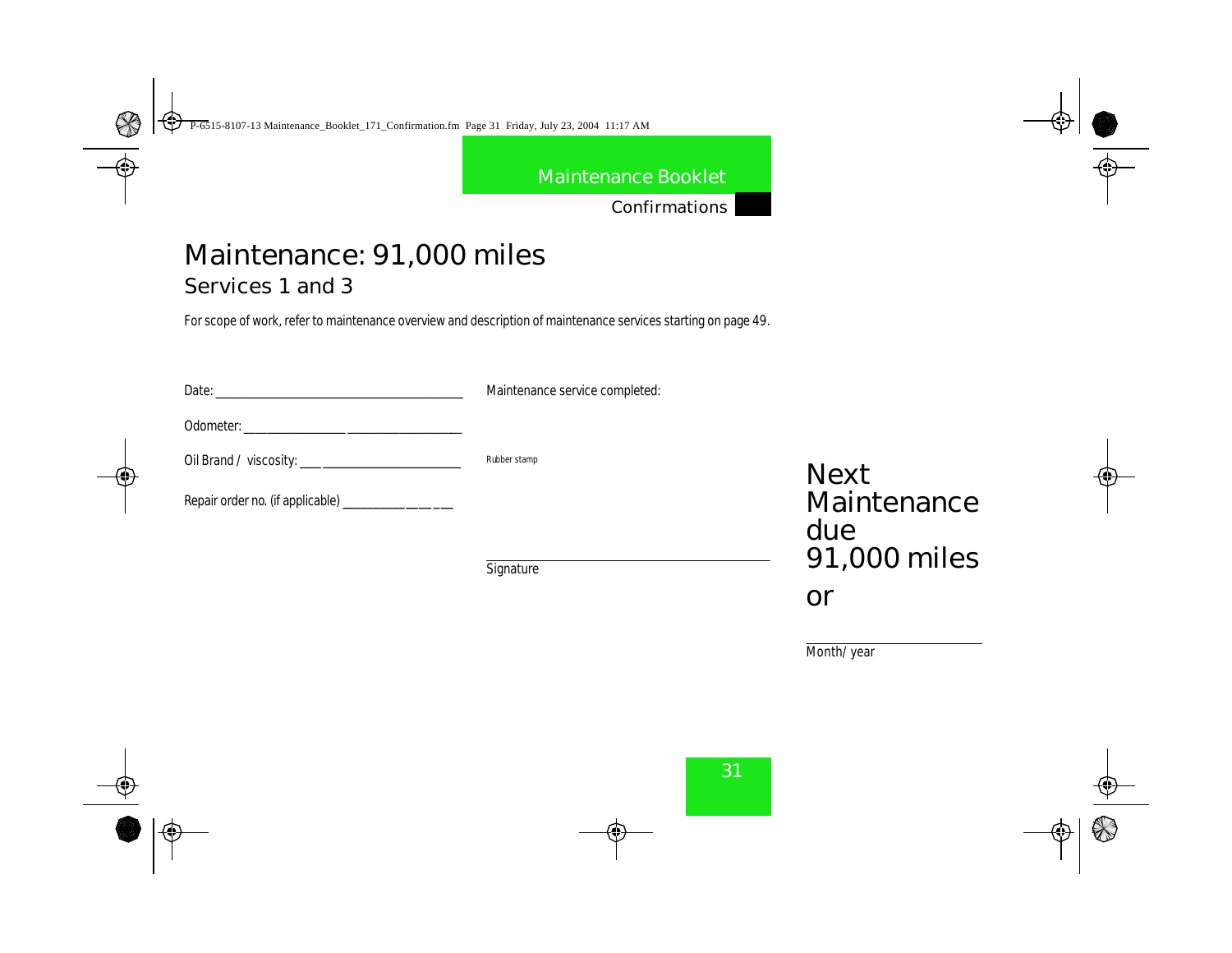# Maintenance: 91,000 miles

## Services 1 and 3

For scope of work, refer to maintenance overview and description of maintenance services starting on page 49.

Date: ______________________________________

Odometer: ________________ _________________

Oil Brand / viscosity: ___ ______________________

Repair order no. (if applicable) ________________

Maintenance service completed:

Rubber stamp

______________________________________

Signature

**Next Maintenance due 91,000 miles or**

______________________

Month/ year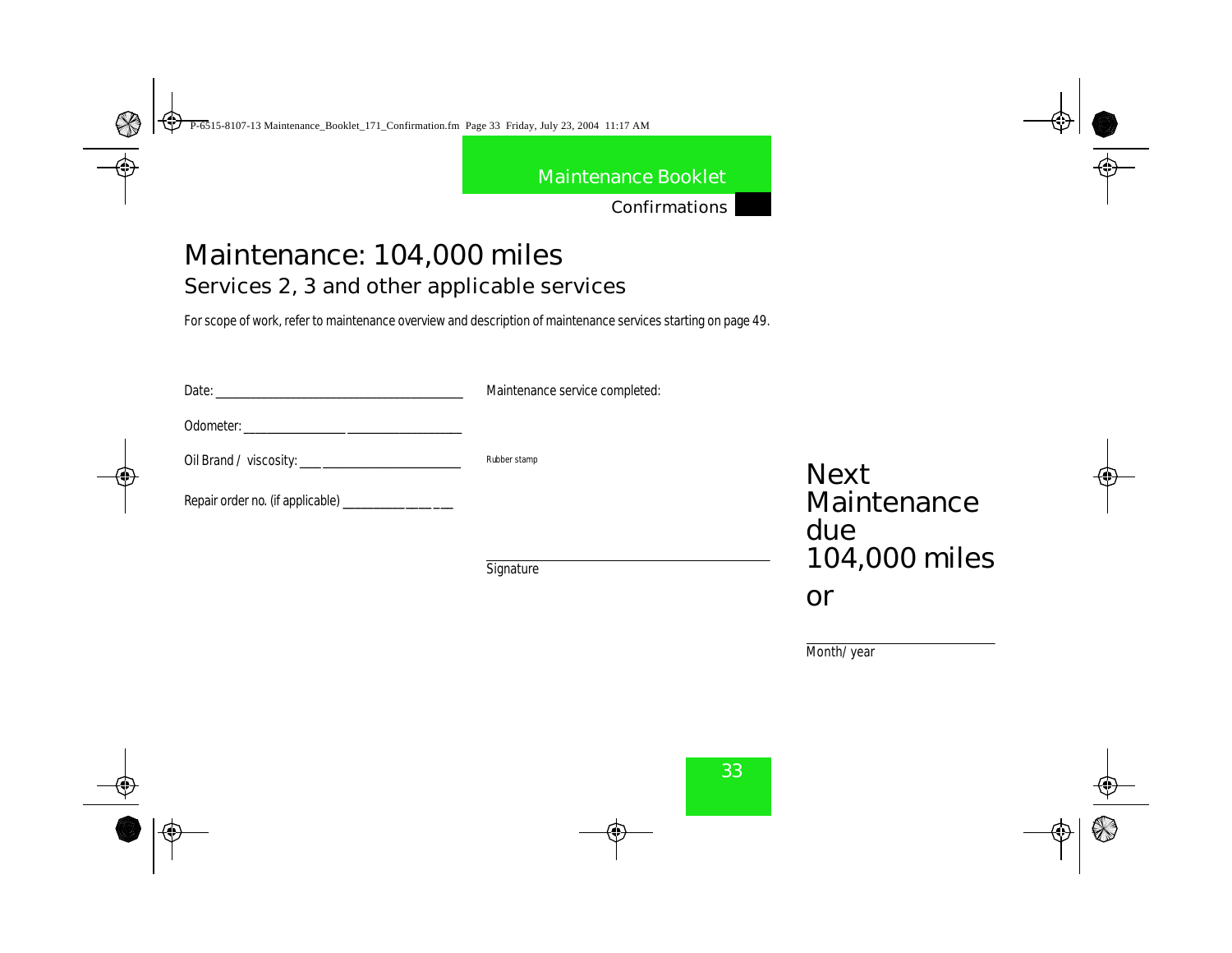# Maintenance: 104,000 miles

## Services 2, 3 and other applicable services

For scope of work, refer to maintenance overview and description of maintenance services starting on page 49.

Date: ________________________________________

Odometer: ________________ __________________

Oil Brand / viscosity: ___ ______________________

Repair order no. (if applicable) _______________ ___

Maintenance service completed:

Rubber stamp

________________________________________

Signature

Next Maintenance due 104,000 miles

or

____________________________

Month/ year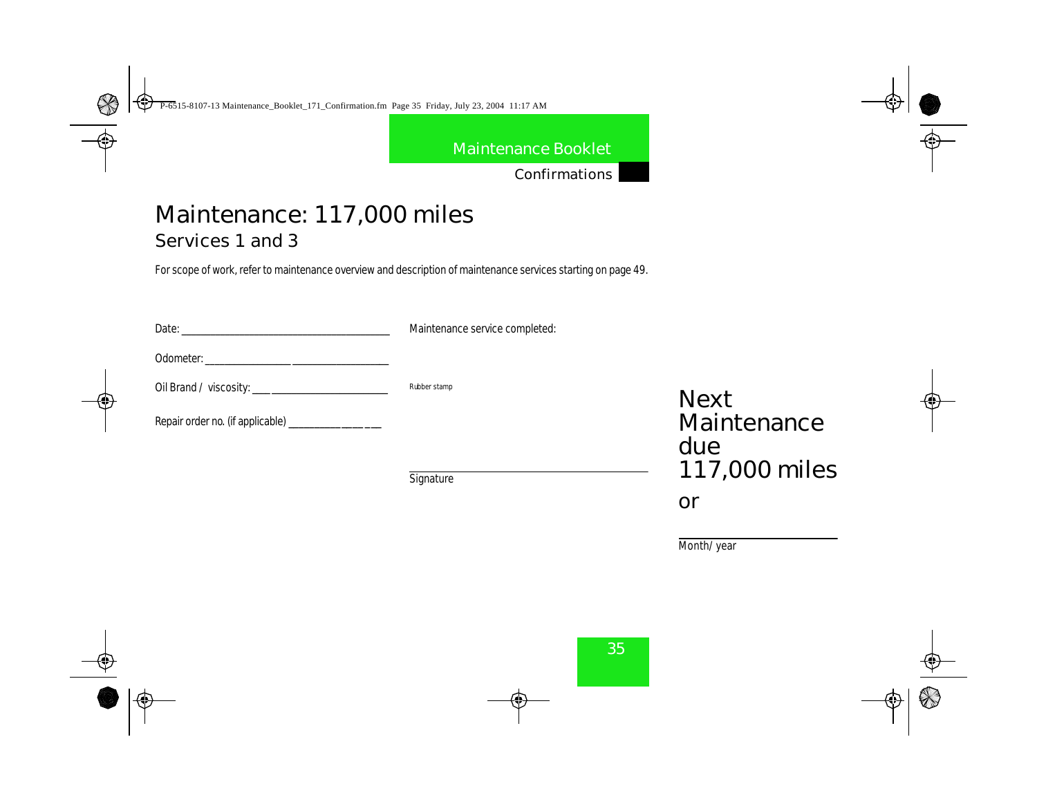# Maintenance: 117,000 miles

## Services 1 and 3

For scope of work, refer to maintenance overview and description of maintenance services starting on page 49.

Date: ______________________________________

Odometer: ________________ _________________

Oil Brand / viscosity: ___ ______________________

Repair order no. (if applicable) ______________ ___

Maintenance service completed:

Rubber stamp

_________________________________________

Signature

Next Maintenance due 117,000 miles

or

_______________________

Month/ year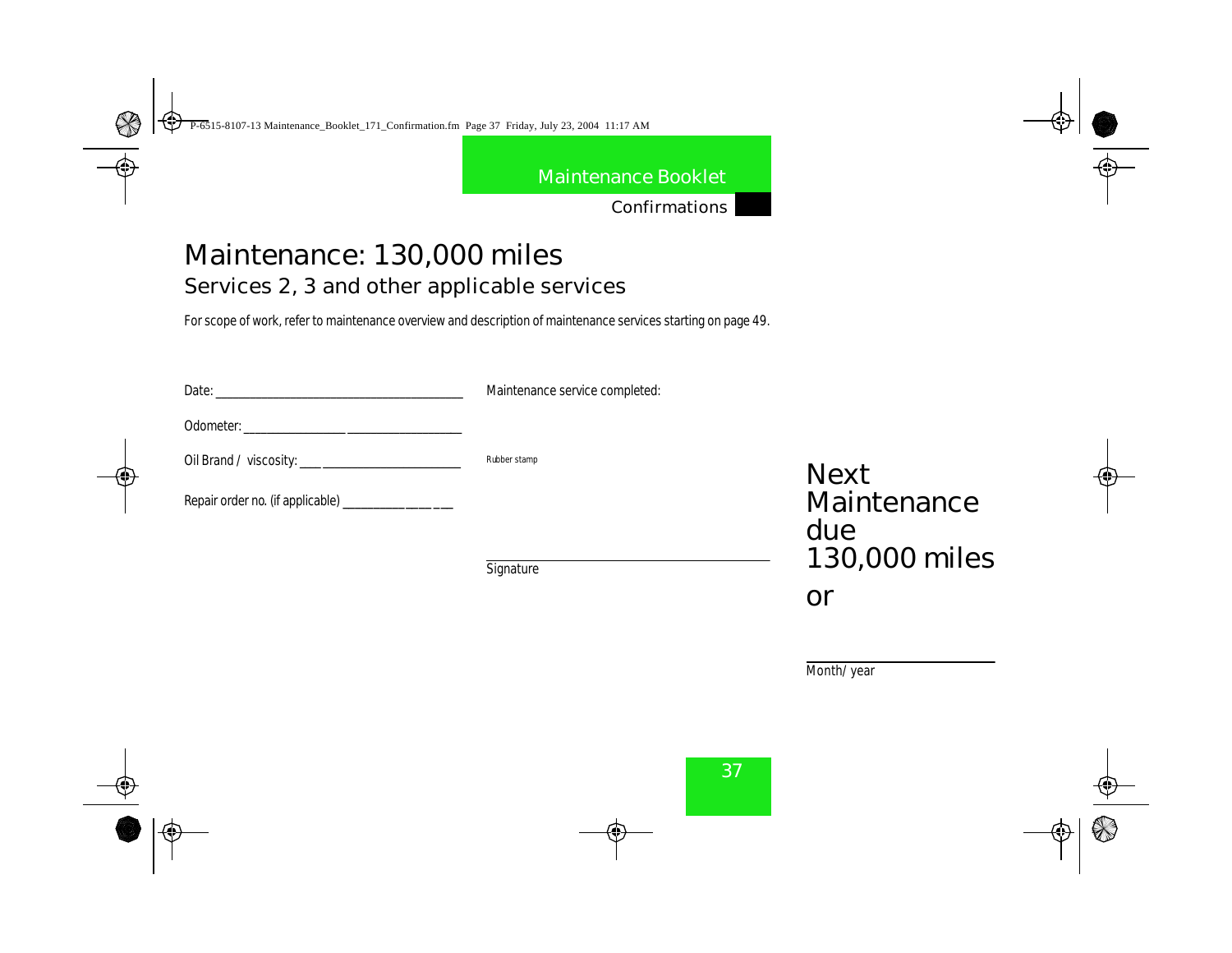# Maintenance: 130,000 miles

## Services 2, 3 and other applicable services

For scope of work, refer to maintenance overview and description of maintenance services starting on page 49.

Date: ______________________________________

Odometer: ________________ _________________

Oil Brand / viscosity: ___ _____________________

Repair order no. (if applicable) ________________

Maintenance service completed:

Rubber stamp

______________________________________
Signature

Next Maintenance due 130,000 miles

or

______________________
Month/ year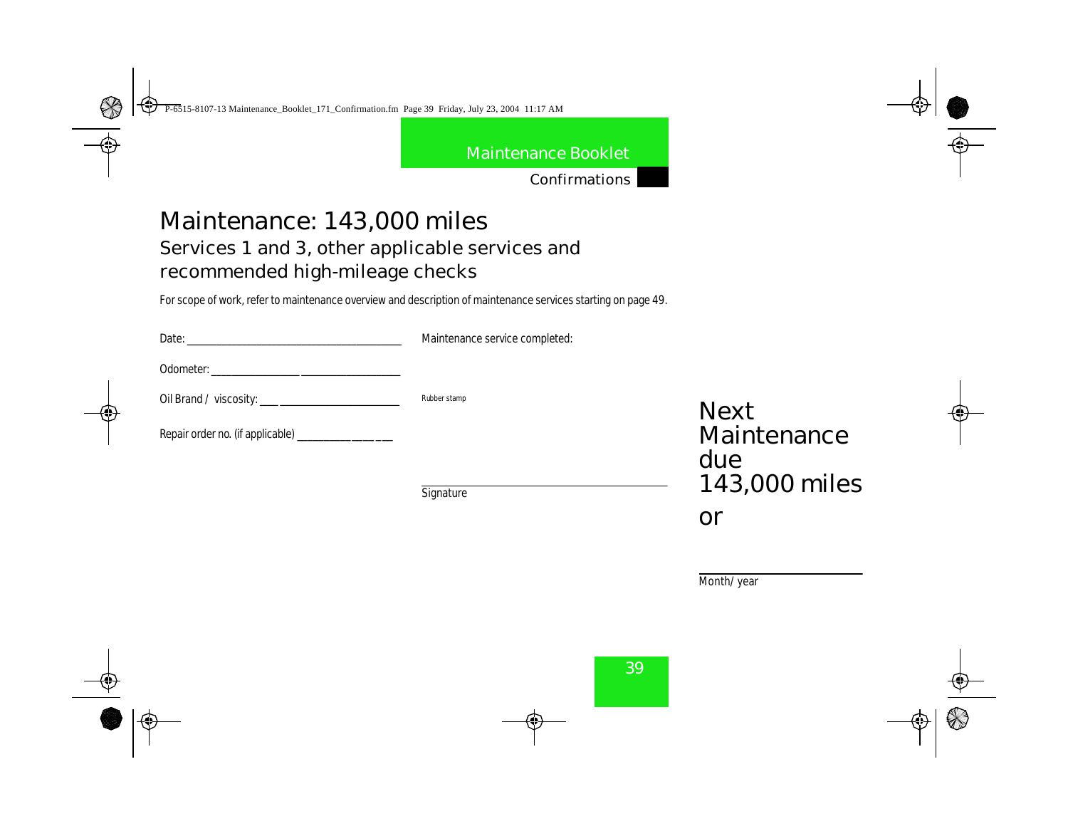# Maintenance: 143,000 miles

## Services 1 and 3, other applicable services and recommended high-mileage checks

For scope of work, refer to maintenance overview and description of maintenance services starting on page 49.

Date: ______________________________

Odometer: __________________________

Oil Brand / viscosity: ________________

Repair order no. (if applicable) ____________

Maintenance service completed:

Rubber stamp

______________________________
Signature

Next Maintenance due 143,000 miles

or

______________________
Month/ year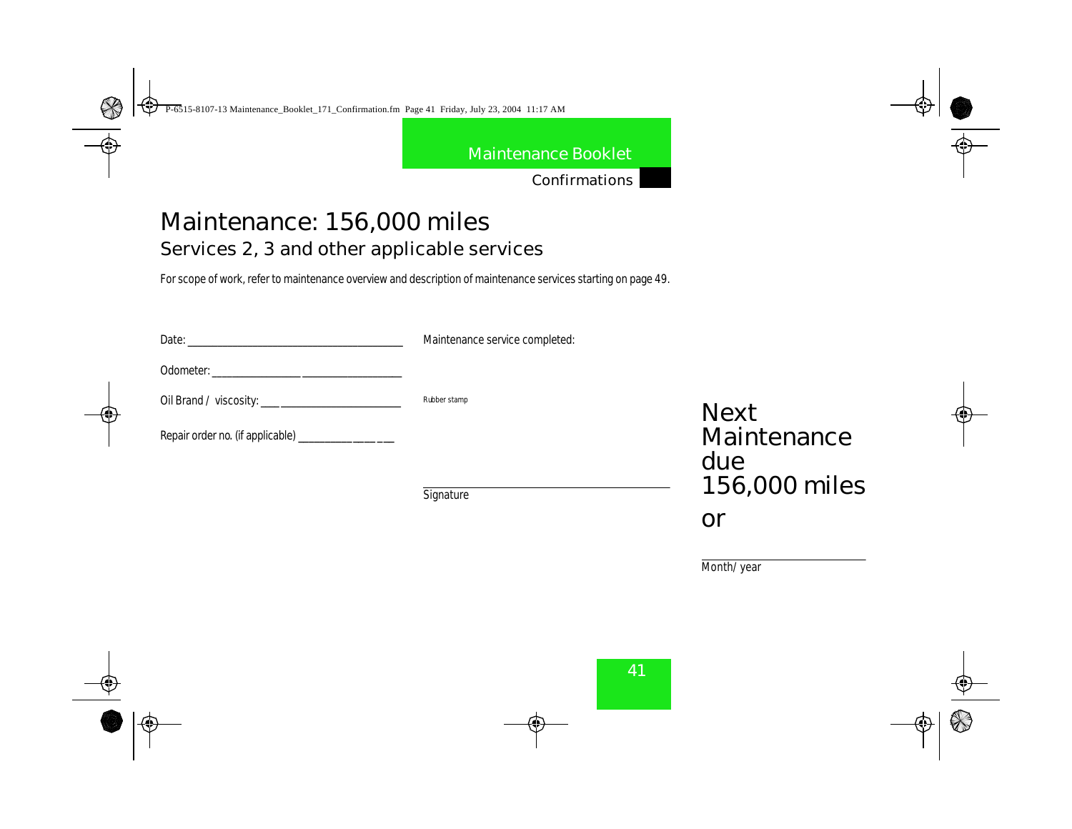# Maintenance: 156,000 miles

## Services 2, 3 and other applicable services

For scope of work, refer to maintenance overview and description of maintenance services starting on page 49.

Date: ______________________________________

Odometer: ________________ _________________

Oil Brand / viscosity: ___ ______________________

Repair order no. (if applicable) ________________ ___

Maintenance service completed:

Rubber stamp

_______________________________________

Signature

Next Maintenance due 156,000 miles

or

_______________________

Month/ year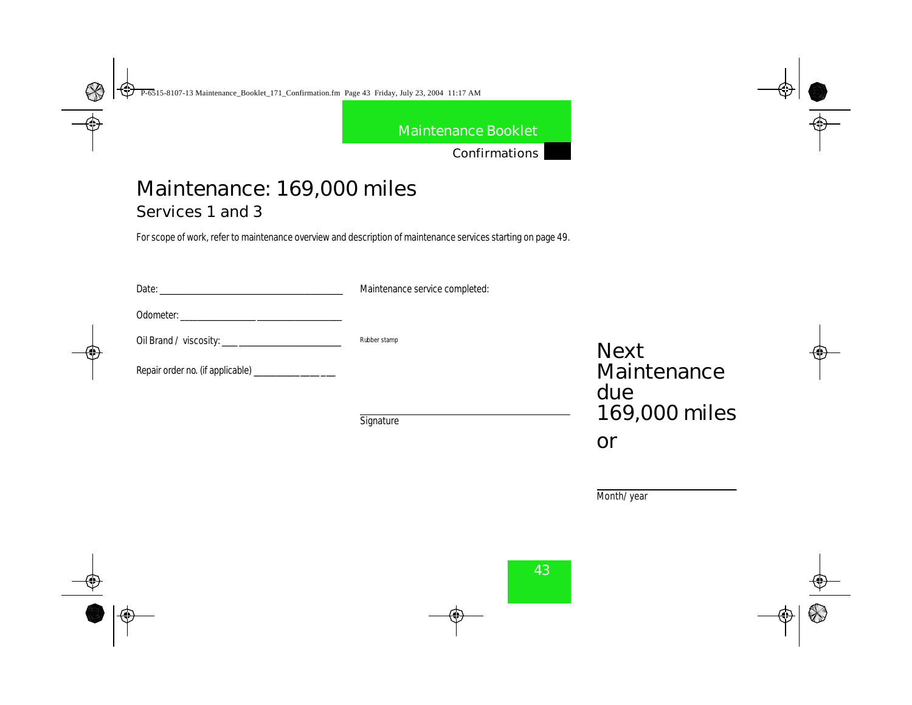# Maintenance: 169,000 miles

## Services 1 and 3

For scope of work, refer to maintenance overview and description of maintenance services starting on page 49.

Date: ________________________________________

Odometer: ________________ __________________

Oil Brand / viscosity: ___ ______________________

Repair order no. (if applicable) ________________

Maintenance service completed:

Rubber stamp

_______________________________________

Signature

Next Maintenance due 169,000 miles

or

______________________

Month/ year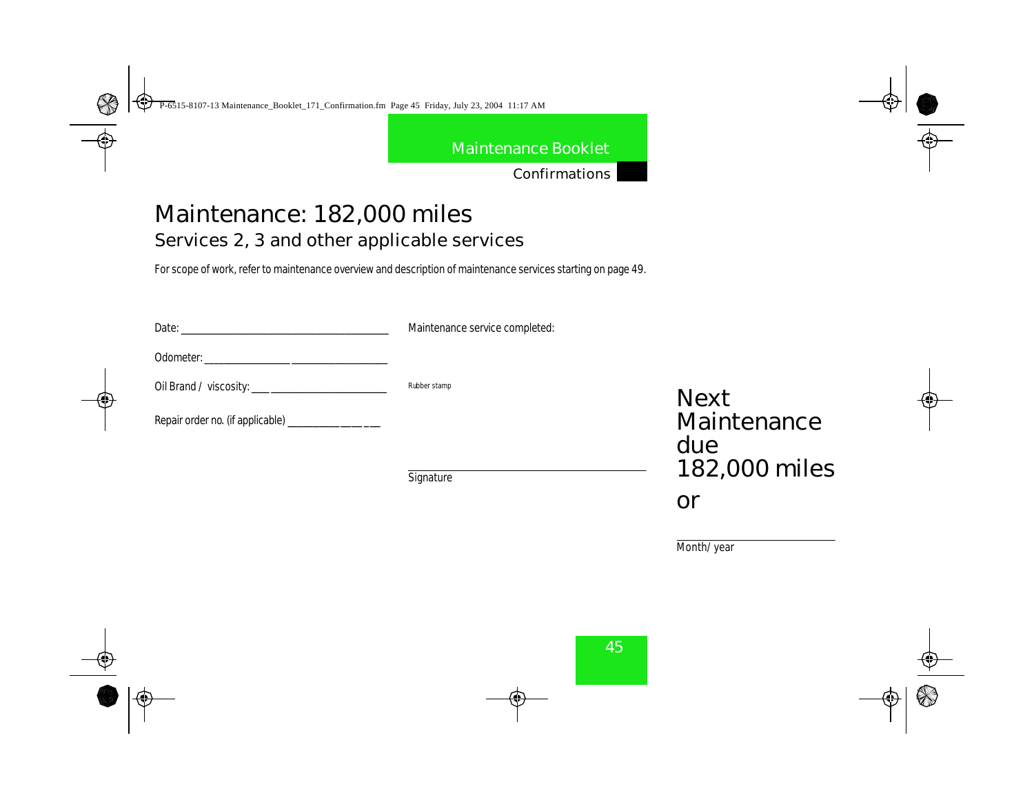# Maintenance: 182,000 miles

## Services 2, 3 and other applicable services

For scope of work, refer to maintenance overview and description of maintenance services starting on page 49.

Date: ______________________________________

Odometer: ______________________________

Oil Brand / viscosity: ___________________________

Repair order no. (if applicable) ________________

Maintenance service completed:

Rubber stamp

______________________________________

Signature

Next Maintenance due 182,000 miles

or

______________________________

Month/ year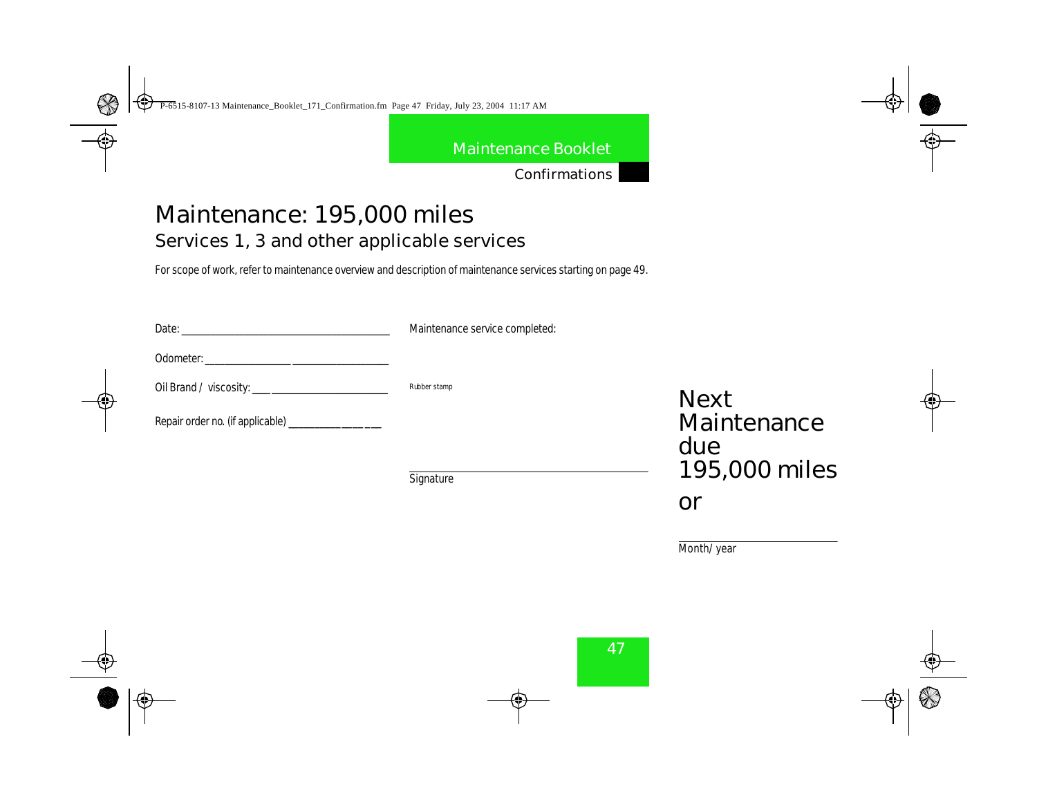# Maintenance: 195,000 miles

## Services 1, 3 and other applicable services

For scope of work, refer to maintenance overview and description of maintenance services starting on page 49.

Date: ______________________________________

Odometer: ________________ _________________

Oil Brand / viscosity: ___ _______________________

Repair order no. (if applicable) _________________

Maintenance service completed:

Rubber stamp

_______________________________________
Signature

Next Maintenance due 195,000 miles or

_________________________
Month/ year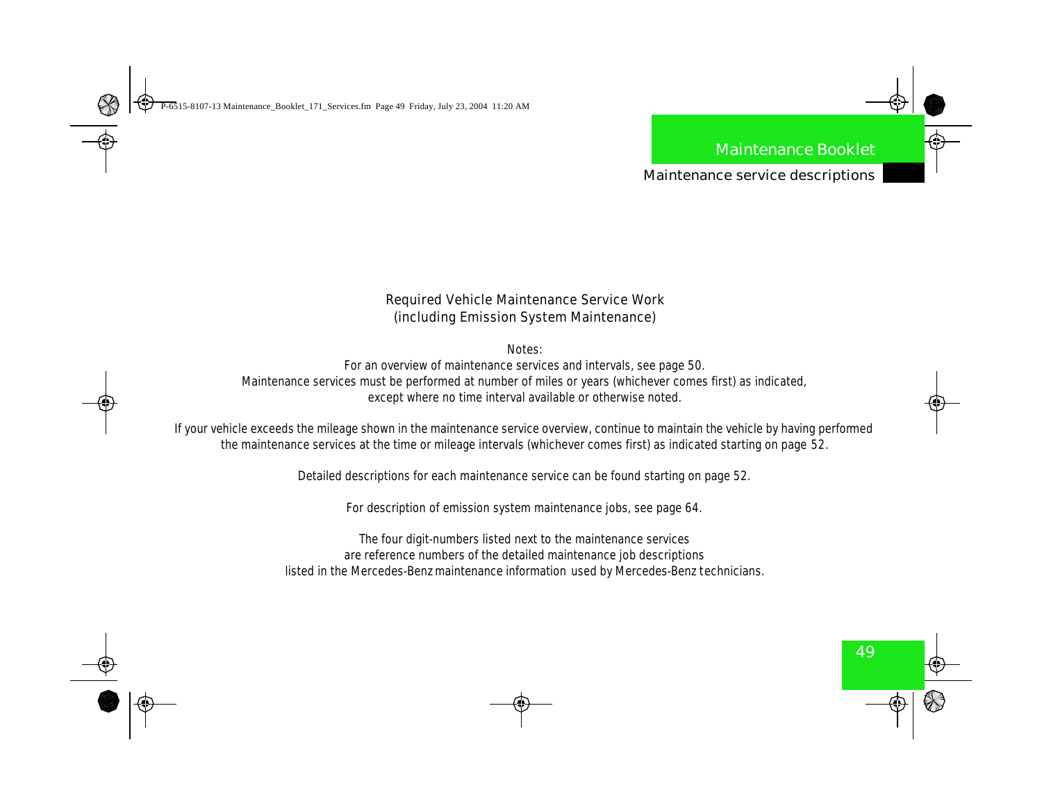## Required Vehicle Maintenance Service Work
## (including Emission System Maintenance)

Notes:

For an overview of maintenance services and intervals, see page 50.
Maintenance services must be performed at number of miles or years (whichever comes first) as indicated, except where no time interval available or otherwise noted.

If your vehicle exceeds the mileage shown in the maintenance service overview, continue to maintain the vehicle by having performed the maintenance services at the time or mileage intervals (whichever comes first) as indicated starting on page 52.

Detailed descriptions for each maintenance service can be found starting on page 52.

For description of emission system maintenance jobs, see page 64.

The four digit-numbers listed next to the maintenance services are reference numbers of the detailed maintenance job descriptions listed in the Mercedes-Benz maintenance information used by Mercedes-Benz technicians.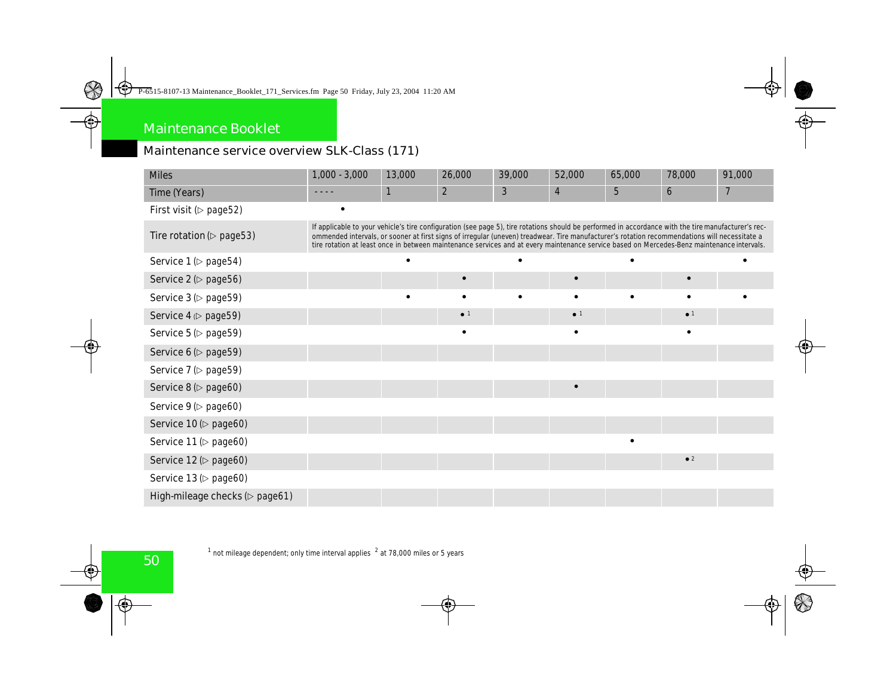## Maintenance Booklet

### Maintenance service overview SLK-Class (171)

| Miles | 1,000 - 3,000 | 13,000 | 26,000 | 39,000 | 52,000 | 65,000 | 78,000 | 91,000 |
|---|---|---|---|---|---|---|---|---|
| Time (Years) | - - - - | 1 | 2 | 3 | 4 | 5 | 6 | 7 |
| First visit (▷ page52) | • | | | | | | | |
| Tire rotation (▷ page53) | If applicable to your vehicle's tire configuration (see page 5), tire rotations should be performed in accordance with the tire manufacturer's recommended intervals, or sooner at first signs of irregular (uneven) treadwear. Tire manufacturer's rotation recommendations will necessitate a tire rotation at least once in between maintenance services and at every maintenance service based on Mercedes-Benz maintenance intervals. | | | | | | | |
| Service 1 (▷ page54) | | • | | • | | • | | • |
| Service 2 (▷ page56) | | | • | | • | | • | |
| Service 3 (▷ page59) | | • | • | • | • | • | • | • |
| Service 4 (▷ page59) | | | • [1] | | • [1] | | • [1] | |
| Service 5 (▷ page59) | | | • | | • | | • | |
| Service 6 (▷ page59) | | | | | | | | |
| Service 7 (▷ page59) | | | | | | | | |
| Service 8 (▷ page60) | | | | | • | | | |
| Service 9 (▷ page60) | | | | | | | | |
| Service 10 (▷ page60) | | | | | | | | |
| Service 11 (▷ page60) | | | | | | • | | |
| Service 12 (▷ page60) | | | | | | | • [2] | |
| Service 13 (▷ page60) | | | | | | | | |
| High-mileage checks (▷ page61) | | | | | | | | |

[1] not mileage dependent; only time interval applies [2] at 78,000 miles or 5 years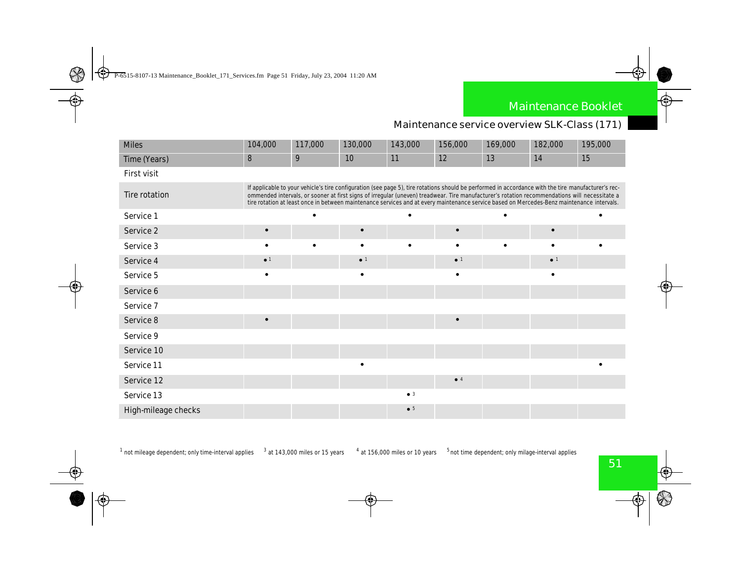## Maintenance service overview SLK-Class (171)

| Miles | 104,000 | 117,000 | 130,000 | 143,000 | 156,000 | 169,000 | 182,000 | 195,000 |
|---|---|---|---|---|---|---|---|---|
| Time (Years) | 8 | 9 | 10 | 11 | 12 | 13 | 14 | 15 |
| First visit | | | | | | | | |
| Tire rotation | If applicable to your vehicle's tire configuration (see page 5), tire rotations should be performed in accordance with the tire manufacturer's recommended intervals, or sooner at first signs of irregular (uneven) treadwear. Tire manufacturer's rotation recommendations will necessitate a tire rotation at least once in between maintenance services and at every maintenance service based on Mercedes-Benz maintenance intervals. | | | | | | | |
| Service 1 | | • | | • | | • | | • |
| Service 2 | • | | • | | • | | • | |
| Service 3 | • | • | • | • | • | • | • | • |
| Service 4 | • [1] | | • [1] | | • [1] | | • [1] | |
| Service 5 | • | | • | | • | | • | |
| Service 6 | | | | | | | | |
| Service 7 | | | | | | | | |
| Service 8 | • | | | | • | | | |
| Service 9 | | | | | | | | |
| Service 10 | | | | | | | | |
| Service 11 | | | • | | | | | • |
| Service 12 | | | | | • [4] | | | |
| Service 13 | | | | • [3] | | | | |
| High-mileage checks | | | | • [5] | | | | |

[1] not mileage dependent; only time-interval applies [3] at 143,000 miles or 15 years [4] at 156,000 miles or 10 years [5] not time dependent; only milage-interval applies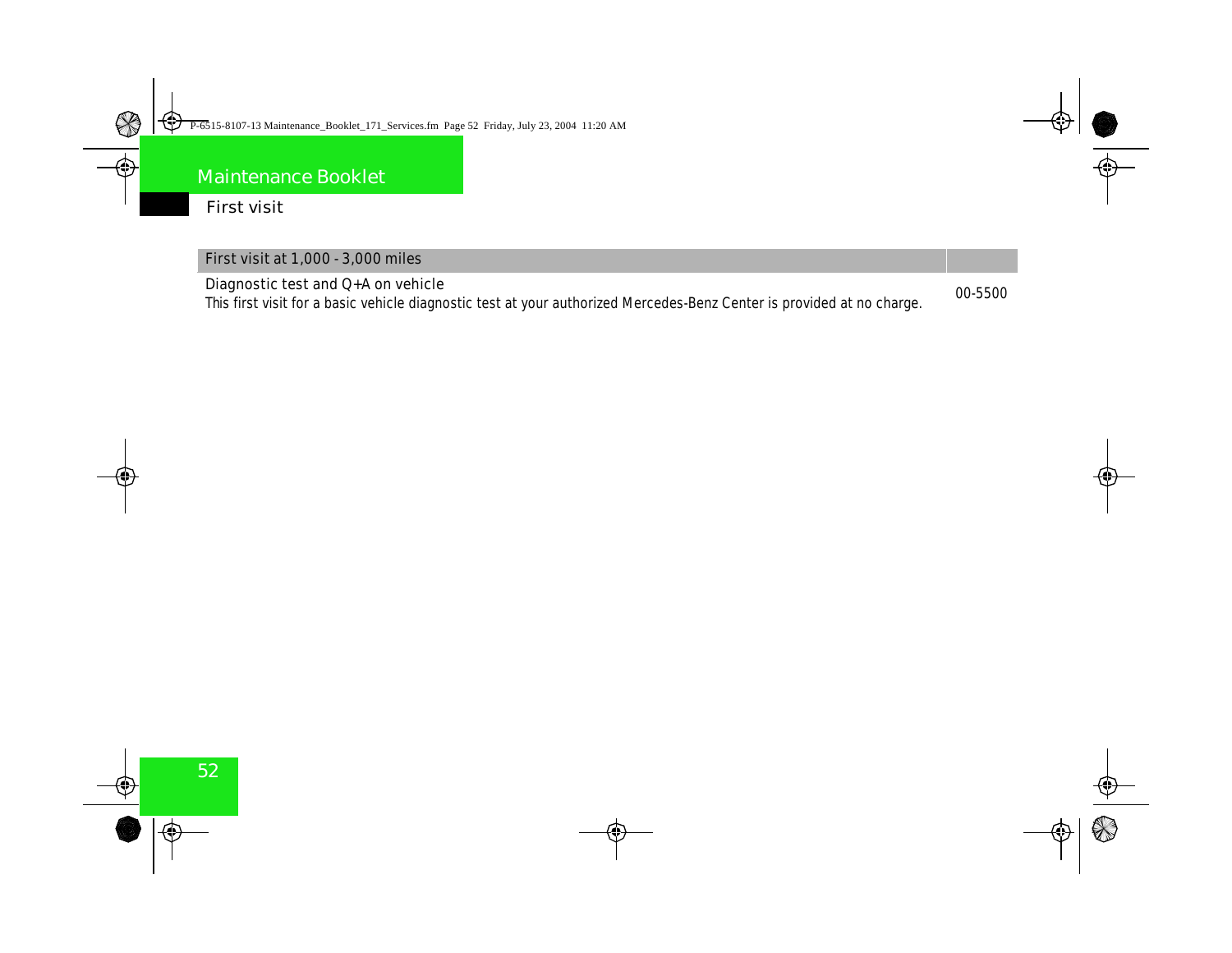## Maintenance Booklet

### First visit

| First visit at 1,000 - 3,000 miles | |
|---|---|
| Diagnostic test and Q+A on vehicle<br>This first visit for a basic vehicle diagnostic test at your authorized Mercedes-Benz Center is provided at no charge. | 00-5500 |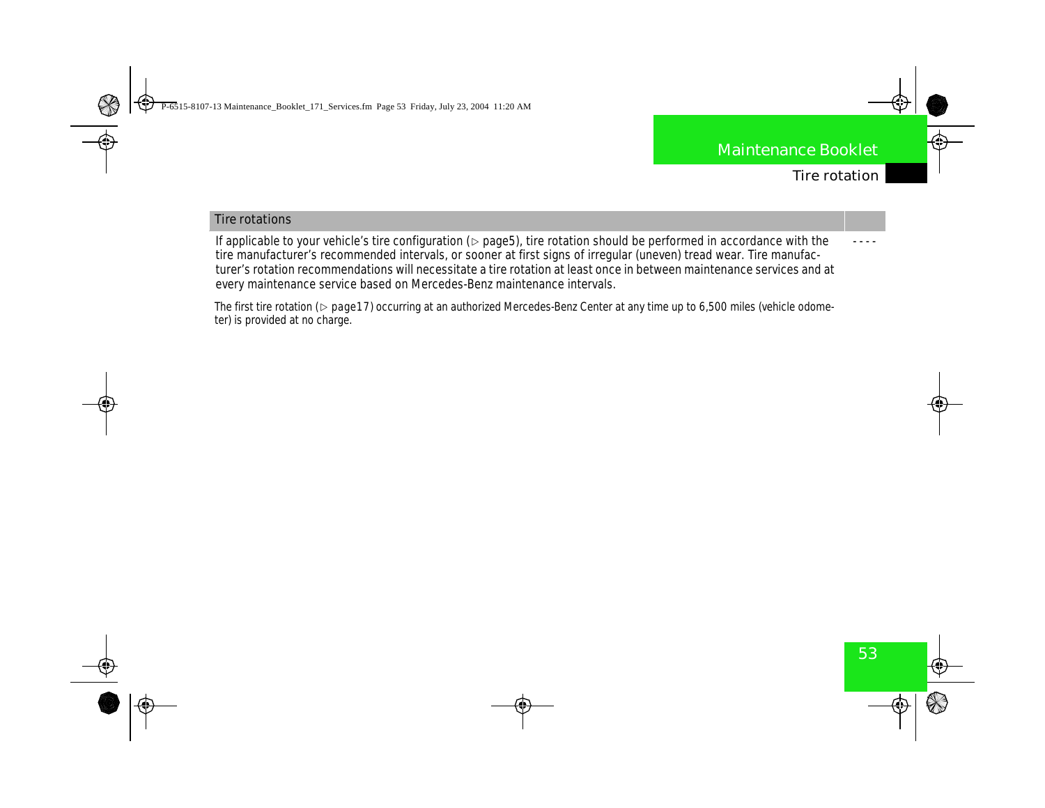| Tire rotations | |
| --- | --- |
| If applicable to your vehicle's tire configuration (▷ page5), tire rotation should be performed in accordance with the tire manufacturer's recommended intervals, or sooner at first signs of irregular (uneven) tread wear. Tire manufacturer's rotation recommendations will necessitate a tire rotation at least once in between maintenance services and at every maintenance service based on Mercedes-Benz maintenance intervals. | - - - - |

The first tire rotation (▷ page17) occurring at an authorized Mercedes-Benz Center at any time up to 6,500 miles (vehicle odometer) is provided at no charge.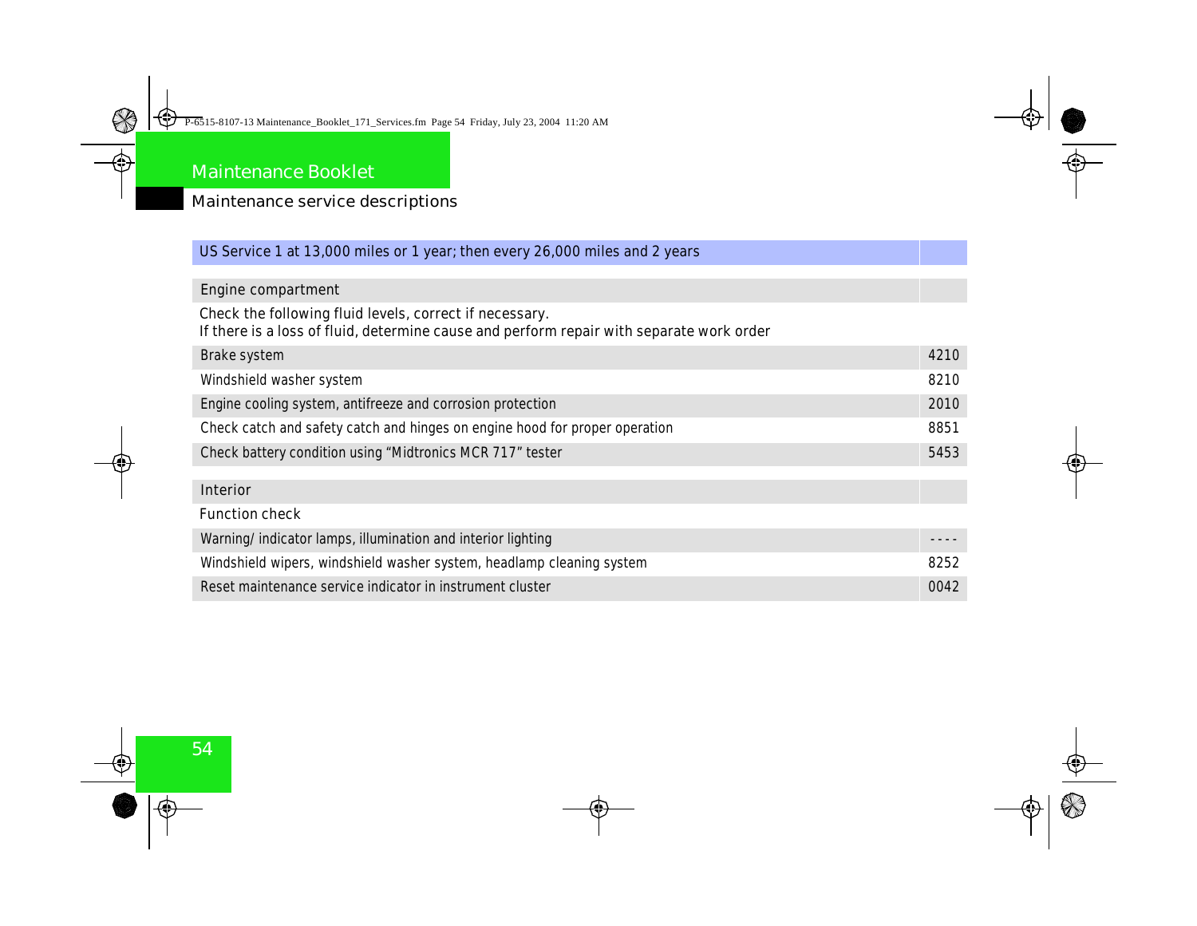## Maintenance Booklet

### Maintenance service descriptions

| US Service 1 at 13,000 miles or 1 year; then every 26,000 miles and 2 years | |
|---|---|
| **Engine compartment** | |
| Check the following fluid levels, correct if necessary.<br>If there is a loss of fluid, determine cause and perform repair with separate work order | |
| Brake system | 4210 |
| Windshield washer system | 8210 |
| Engine cooling system, antifreeze and corrosion protection | 2010 |
| Check catch and safety catch and hinges on engine hood for proper operation | 8851 |
| Check battery condition using “Midtronics MCR 717” tester | 5453 |
| **Interior** | |
| Function check | |
| Warning/ indicator lamps, illumination and interior lighting | ---- |
| Windshield wipers, windshield washer system, headlamp cleaning system | 8252 |
| Reset maintenance service indicator in instrument cluster | 0042 |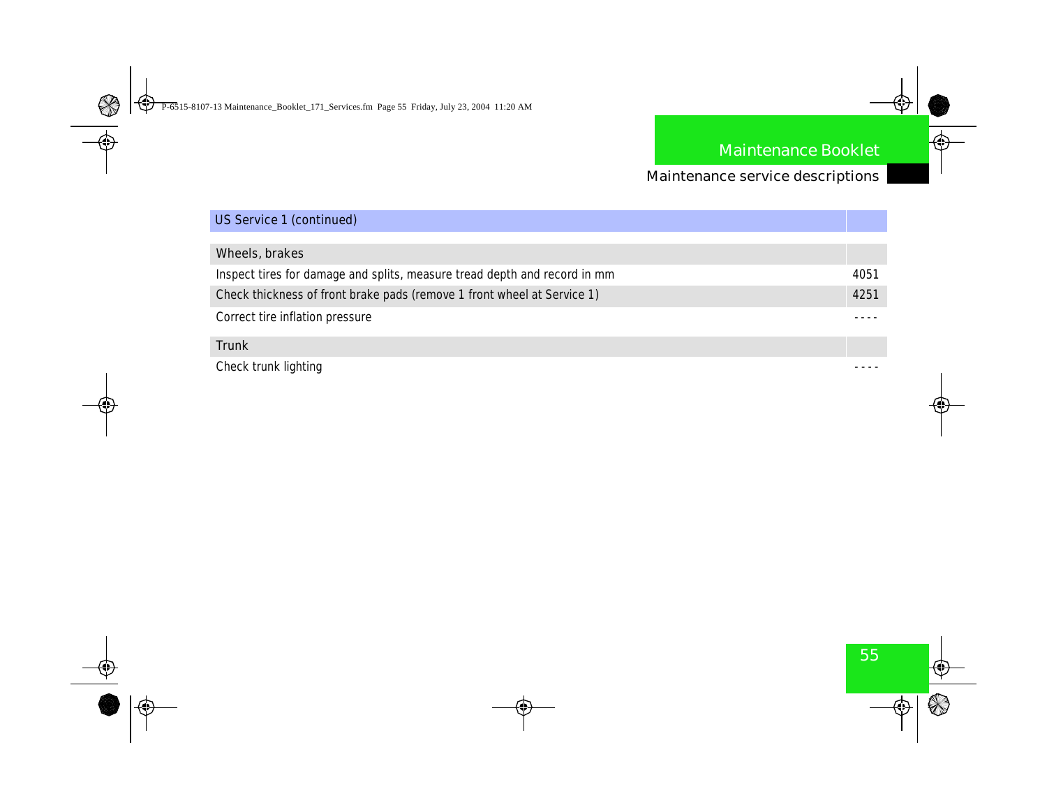| US Service 1 (continued) | |
|---|---|
| **Wheels, brakes** | |
| Inspect tires for damage and splits, measure tread depth and record in mm | 4051 |
| Check thickness of front brake pads (remove 1 front wheel at Service 1) | 4251 |
| Correct tire inflation pressure | - - - - |
| **Trunk** | |
| Check trunk lighting | - - - - |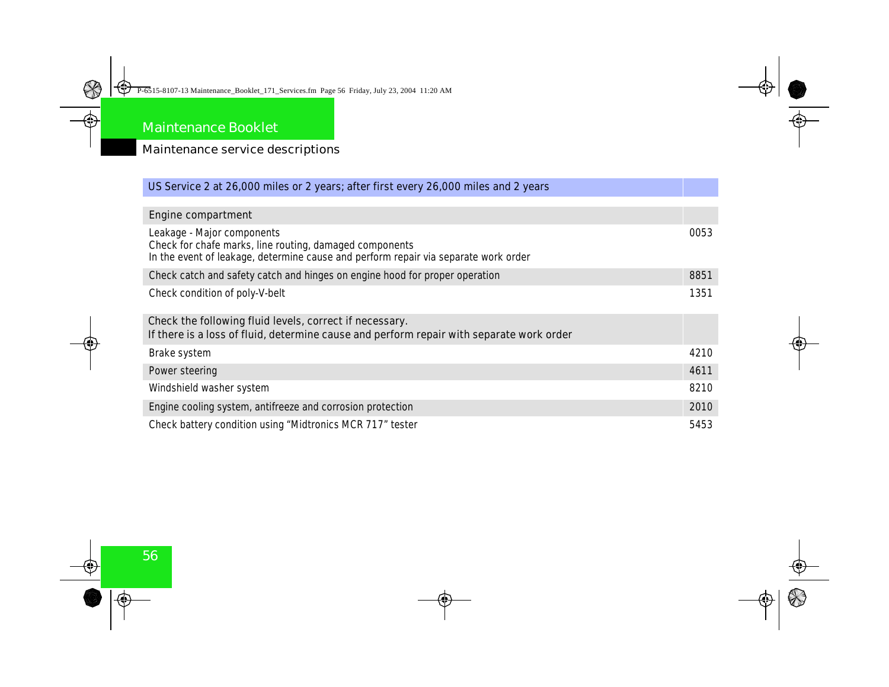## Maintenance service descriptions

| US Service 2 at 26,000 miles or 2 years; after first every 26,000 miles and 2 years | |
| --- | --- |
| **Engine compartment** | |
| Leakage - Major components<br>Check for chafe marks, line routing, damaged components<br>In the event of leakage, determine cause and perform repair via separate work order | 0053 |
| Check catch and safety catch and hinges on engine hood for proper operation | 8851 |
| Check condition of poly-V-belt | 1351 |
| **Check the following fluid levels, correct if necessary.<br>If there is a loss of fluid, determine cause and perform repair with separate work order** | |
| Brake system | 4210 |
| Power steering | 4611 |
| Windshield washer system | 8210 |
| Engine cooling system, antifreeze and corrosion protection | 2010 |
| Check battery condition using “Midtronics MCR 717” tester | 5453 |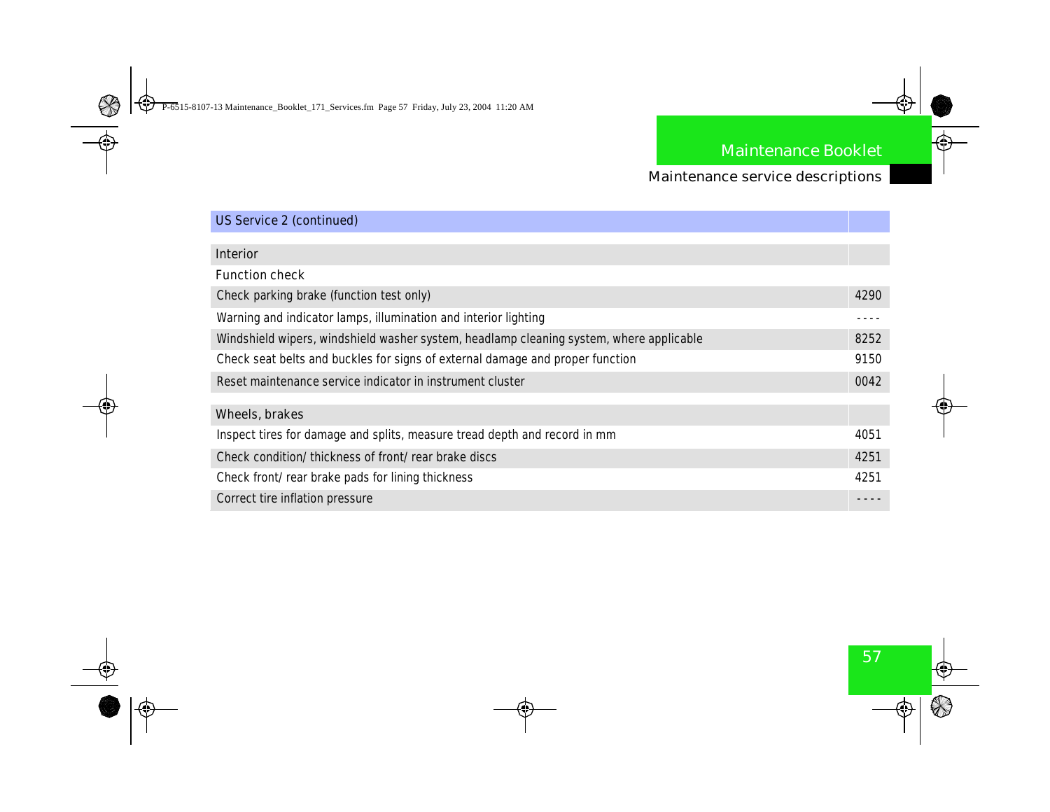| US Service 2 (continued) | |
|---|---|
| Interior | |
| Function check | |
| Check parking brake (function test only) | 4290 |
| Warning and indicator lamps, illumination and interior lighting | ---- |
| Windshield wipers, windshield washer system, headlamp cleaning system, where applicable | 8252 |
| Check seat belts and buckles for signs of external damage and proper function | 9150 |
| Reset maintenance service indicator in instrument cluster | 0042 |
| Wheels, brakes | |
| Inspect tires for damage and splits, measure tread depth and record in mm | 4051 |
| Check condition/ thickness of front/ rear brake discs | 4251 |
| Check front/ rear brake pads for lining thickness | 4251 |
| Correct tire inflation pressure | ---- |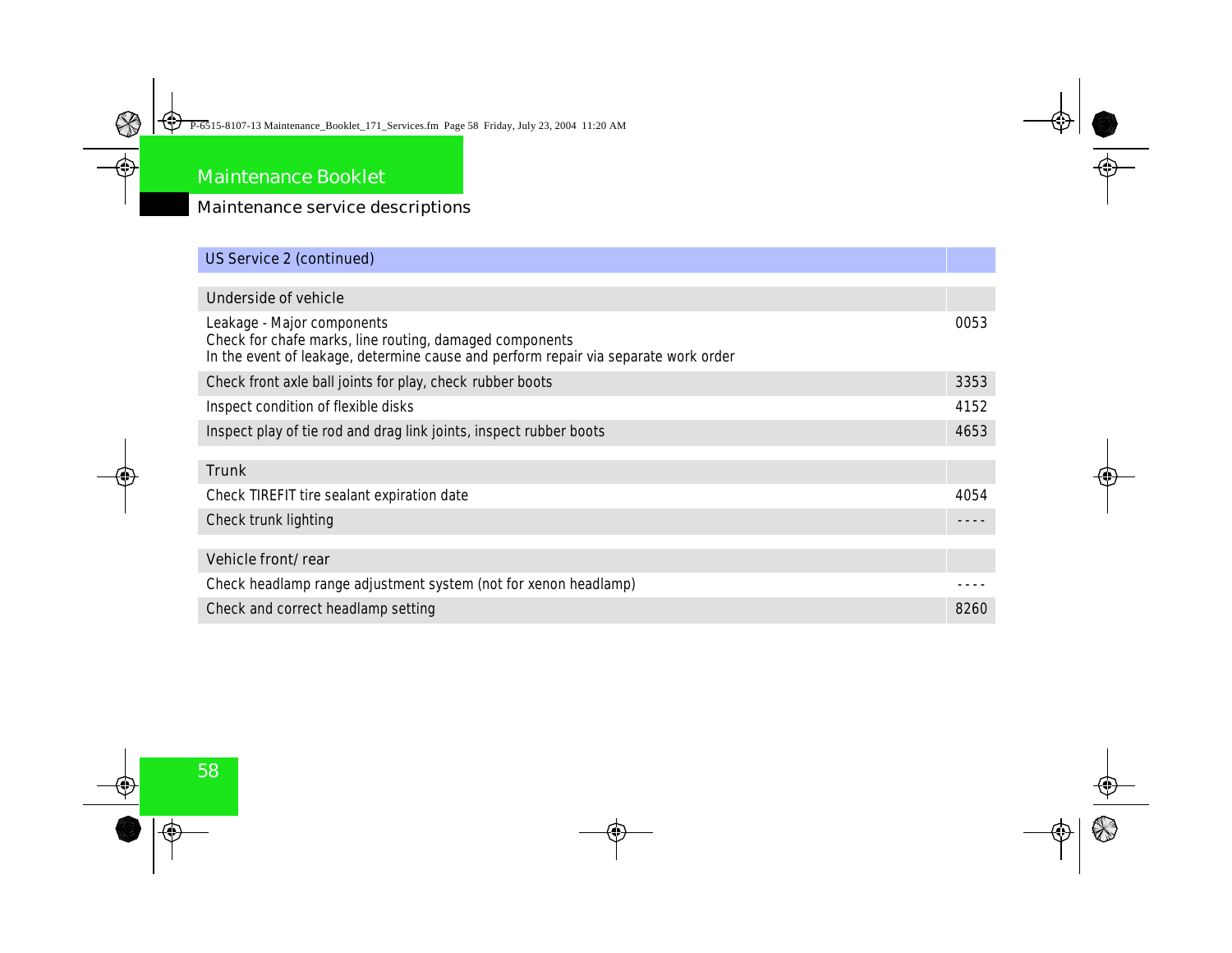# Maintenance service descriptions

| US Service 2 (continued) | |
|---|---|
| **Underside of vehicle** | |
| Leakage - Major components<br>Check for chafe marks, line routing, damaged components<br>In the event of leakage, determine cause and perform repair via separate work order | 0053 |
| Check front axle ball joints for play, check rubber boots | 3353 |
| Inspect condition of flexible disks | 4152 |
| Inspect play of tie rod and drag link joints, inspect rubber boots | 4653 |
| **Trunk** | |
| Check TIREFIT tire sealant expiration date | 4054 |
| Check trunk lighting | ---- |
| **Vehicle front/ rear** | |
| Check headlamp range adjustment system (not for xenon headlamp) | ---- |
| Check and correct headlamp setting | 8260 |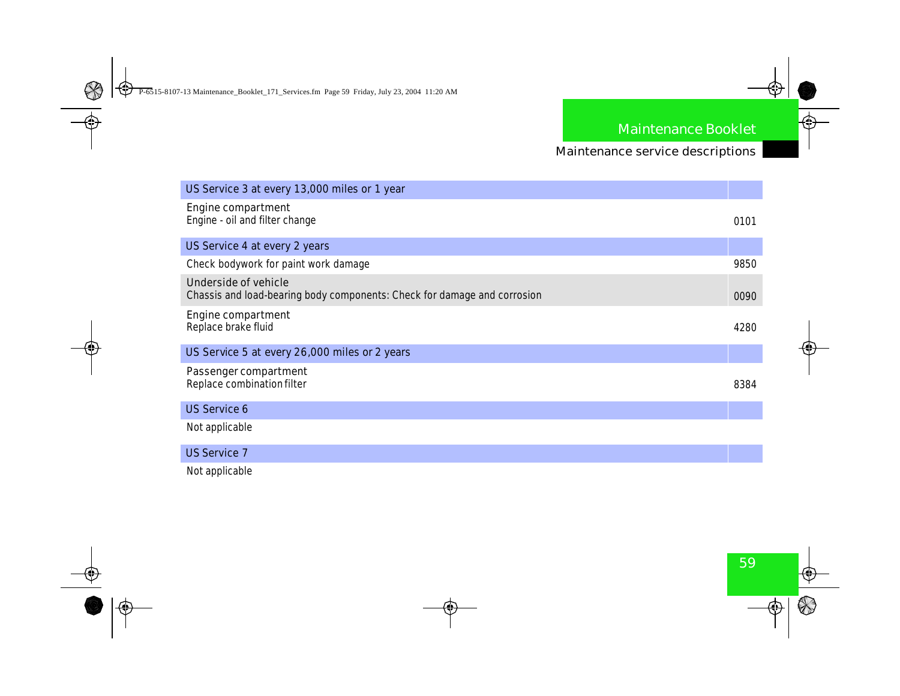| US Service 3 at every 13,000 miles or 1 year | |
|---|---|
| Engine compartment<br>Engine - oil and filter change | 0101 |
| **US Service 4 at every 2 years** | |
| Check bodywork for paint work damage | 9850 |
| Underside of vehicle<br>Chassis and load-bearing body components: Check for damage and corrosion | 0090 |
| Engine compartment<br>Replace brake fluid | 4280 |
| **US Service 5 at every 26,000 miles or 2 years** | |
| Passenger compartment<br>Replace combination filter | 8384 |
| **US Service 6** | |
| Not applicable | |
| **US Service 7** | |
| Not applicable | |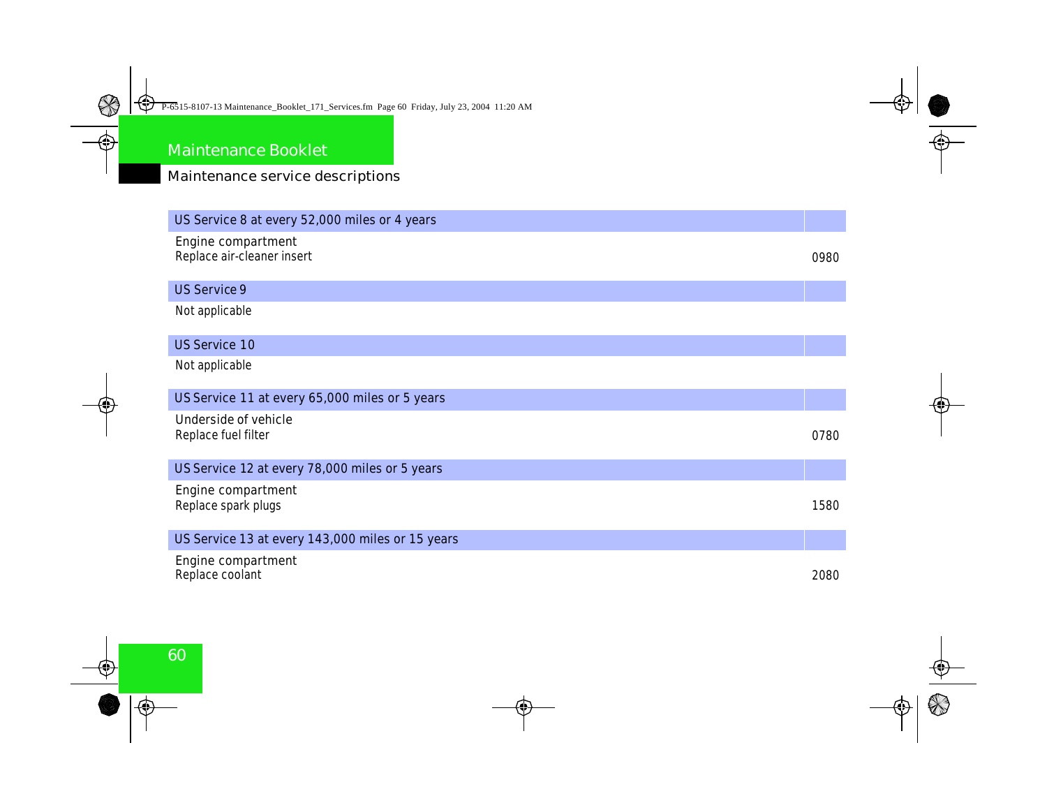## Maintenance service descriptions

| US Service 8 at every 52,000 miles or 4 years | |
|---|---|
| Engine compartment<br>Replace air-cleaner insert | 0980 |

| US Service 9 | |
|---|---|
| Not applicable | |

| US Service 10 | |
|---|---|
| Not applicable | |

| US Service 11 at every 65,000 miles or 5 years | |
|---|---|
| Underside of vehicle<br>Replace fuel filter | 0780 |

| US Service 12 at every 78,000 miles or 5 years | |
|---|---|
| Engine compartment<br>Replace spark plugs | 1580 |

| US Service 13 at every 143,000 miles or 15 years | |
|---|---|
| Engine compartment<br>Replace coolant | 2080 |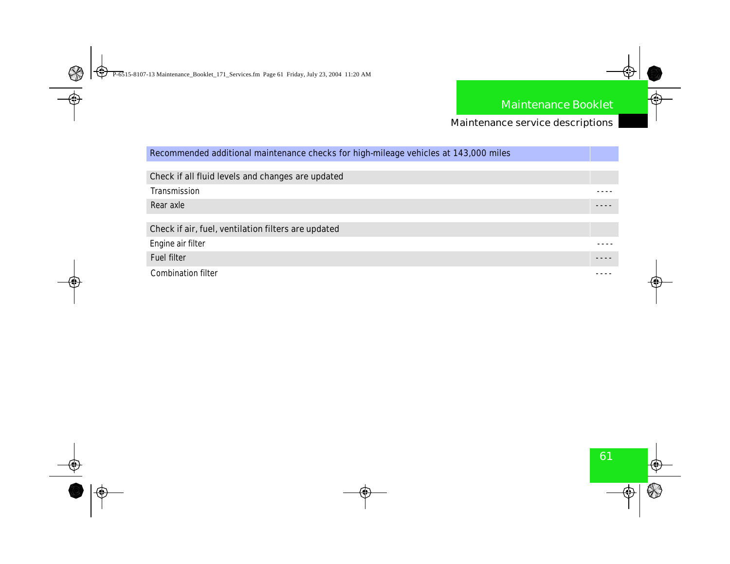| Recommended additional maintenance checks for high-mileage vehicles at 143,000 miles | |
|---|---|
| **Check if all fluid levels and changes are updated** | |
| Transmission | ---- |
| Rear axle | ---- |
| **Check if air, fuel, ventilation filters are updated** | |
| Engine air filter | ---- |
| Fuel filter | ---- |
| Combination filter | ---- |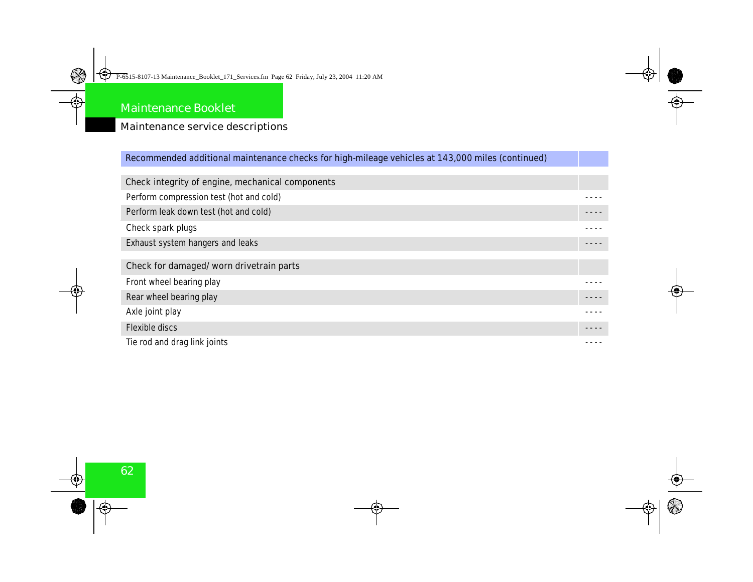## Maintenance Booklet

### Maintenance service descriptions

| Recommended additional maintenance checks for high-mileage vehicles at 143,000 miles (continued) | |
|---|---|
| **Check integrity of engine, mechanical components** | |
| Perform compression test (hot and cold) | - - - - |
| Perform leak down test (hot and cold) | - - - - |
| Check spark plugs | - - - - |
| Exhaust system hangers and leaks | - - - - |
| **Check for damaged/ worn drivetrain parts** | |
| Front wheel bearing play | - - - - |
| Rear wheel bearing play | - - - - |
| Axle joint play | - - - - |
| Flexible discs | - - - - |
| Tie rod and drag link joints | - - - - |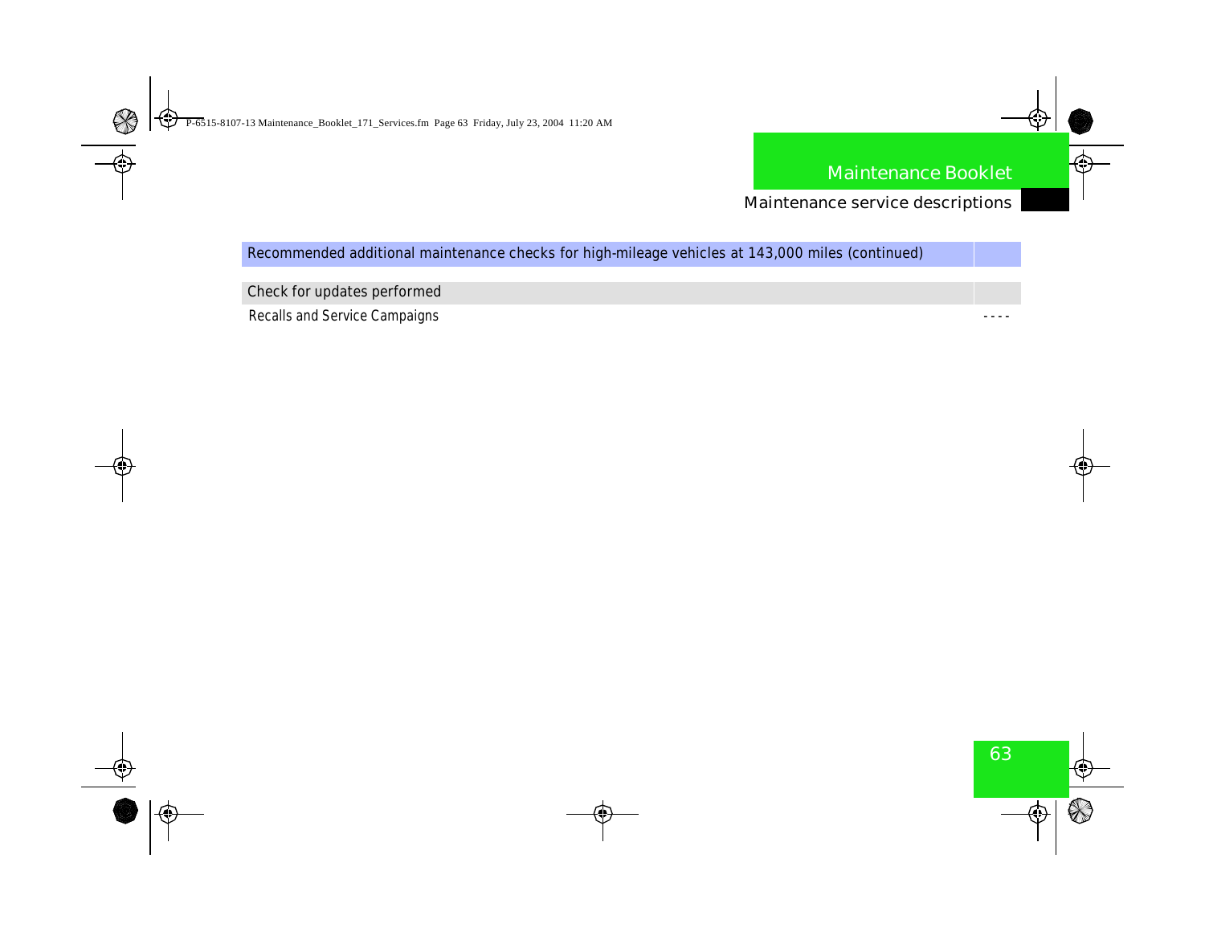| Recommended additional maintenance checks for high-mileage vehicles at 143,000 miles (continued) | |
| --- | --- |
| **Check for updates performed** | |
| Recalls and Service Campaigns | - - - - |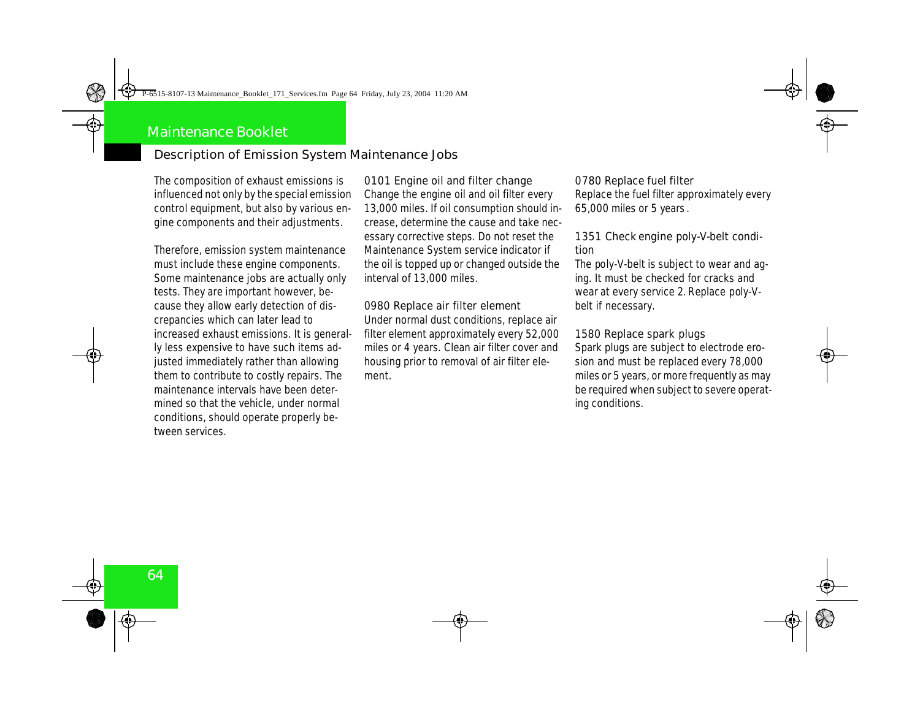## Maintenance Booklet

### Description of Emission System Maintenance Jobs

The composition of exhaust emissions is influenced not only by the special emission control equipment, but also by various engine components and their adjustments.

Therefore, emission system maintenance must include these engine components. Some maintenance jobs are actually only tests. They are important however, because they allow early detection of discrepancies which can later lead to increased exhaust emissions. It is generally less expensive to have such items adjusted immediately rather than allowing them to contribute to costly repairs. The maintenance intervals have been determined so that the vehicle, under normal conditions, should operate properly between services.

#### 0101 Engine oil and filter change

Change the engine oil and oil filter every 13,000 miles. If oil consumption should increase, determine the cause and take necessary corrective steps. Do not reset the Maintenance System service indicator if the oil is topped up or changed outside the interval of 13,000 miles.

#### 0980 Replace air filter element

Under normal dust conditions, replace air filter element approximately every 52,000 miles or 4 years. Clean air filter cover and housing prior to removal of air filter element.

#### 0780 Replace fuel filter

Replace the fuel filter approximately every 65,000 miles or 5 years .

#### 1351 Check engine poly-V-belt condition

The poly-V-belt is subject to wear and aging. It must be checked for cracks and wear at every service 2. Replace poly-V-belt if necessary.

#### 1580 Replace spark plugs

Spark plugs are subject to electrode erosion and must be replaced every 78,000 miles or 5 years, or more frequently as may be required when subject to severe operating conditions.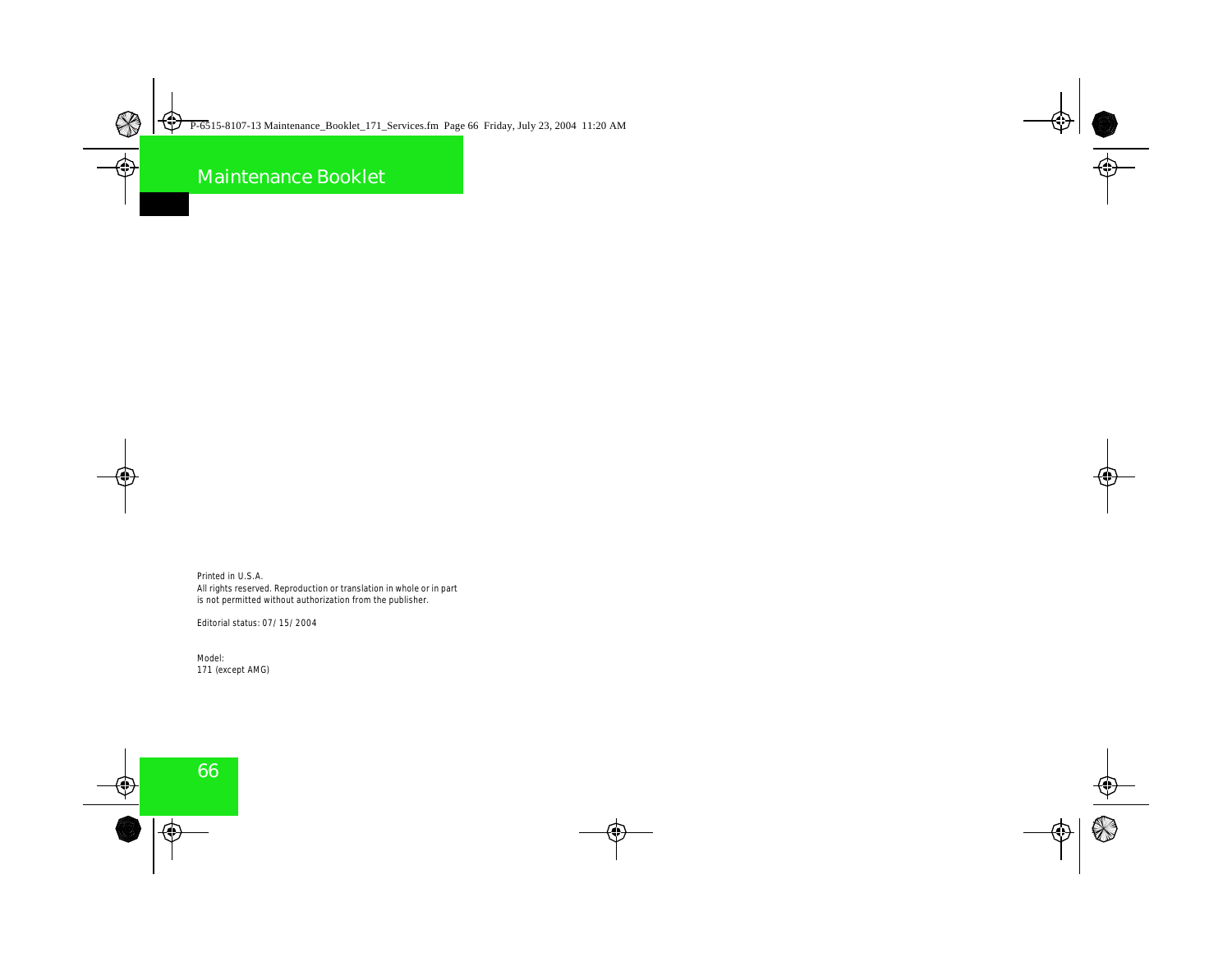Printed in U.S.A.
All rights reserved. Reproduction or translation in whole or in part is not permitted without authorization from the publisher.

Editorial status: 07/15/2004

Model:
171 (except AMG)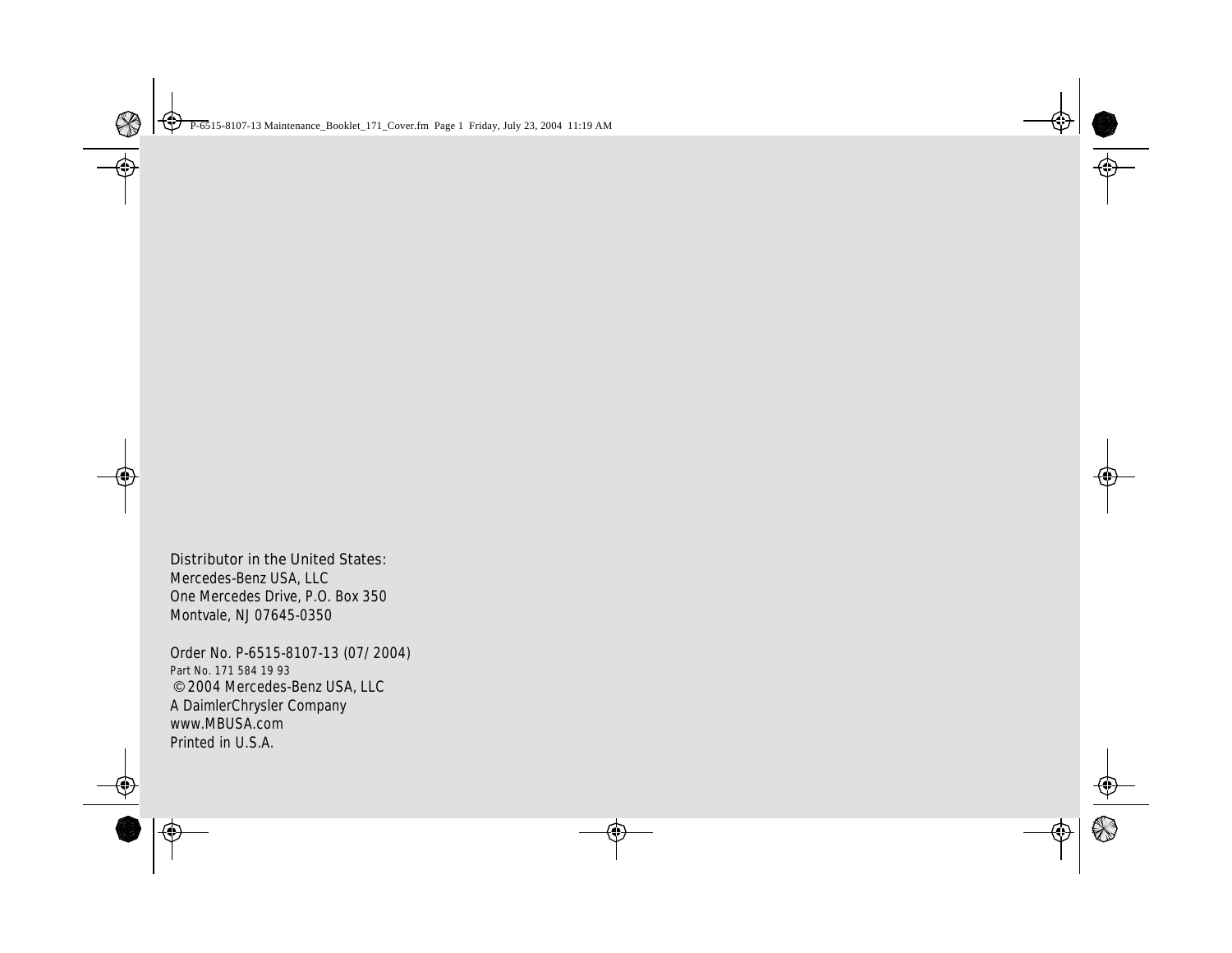Distributor in the United States:
Mercedes-Benz USA, LLC
One Mercedes Drive, P.O. Box 350
Montvale, NJ 07645-0350

Order No. P-6515-8107-13 (07/ 2004)
Part No. 171 584 19 93
© 2004 Mercedes-Benz USA, LLC
A DaimlerChrysler Company
www.MBUSA.com
Printed in U.S.A.